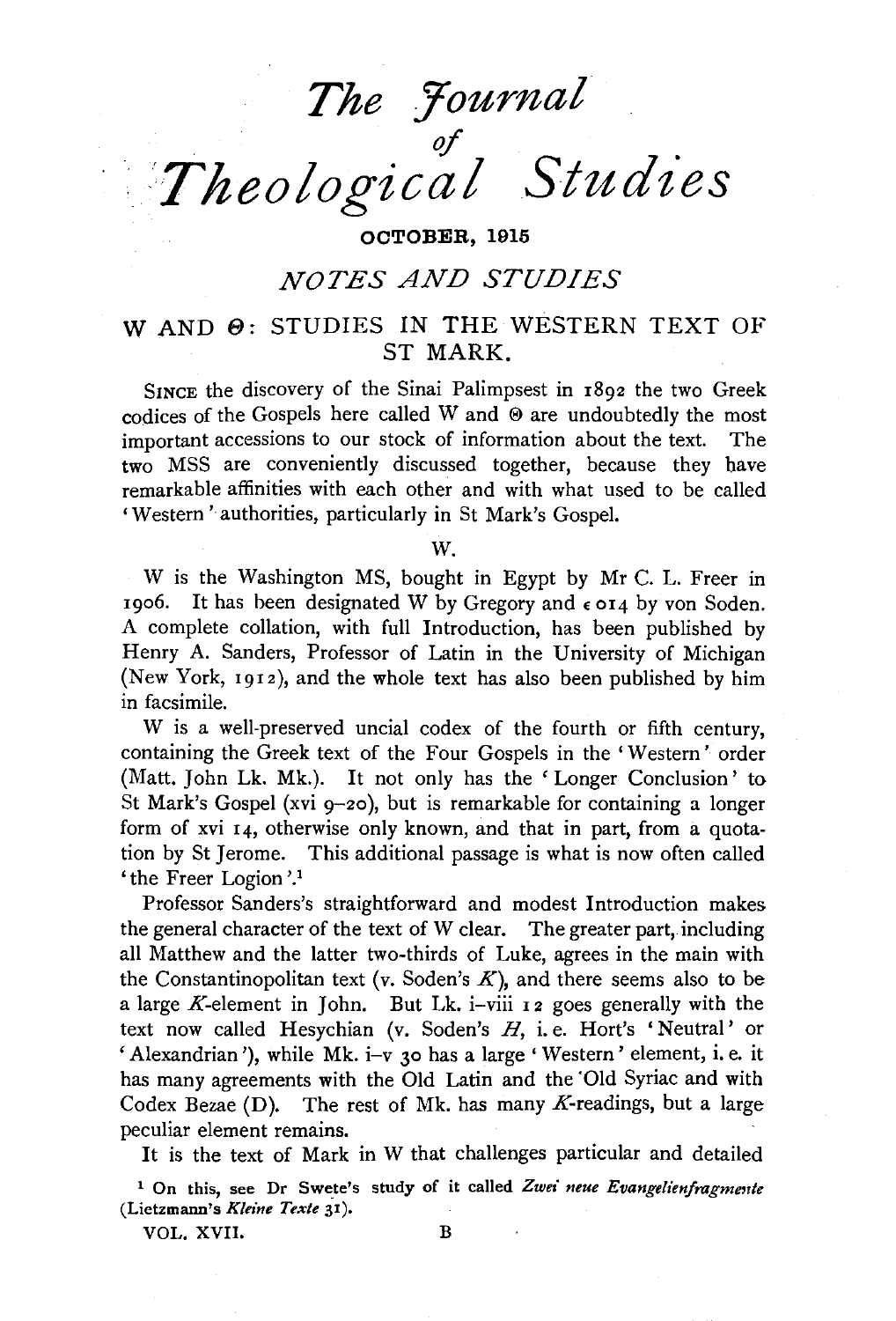# The Journal of Theological Studies

OCTOBER, 1915

## NOTES AND STUDIES

### W AND Θ: STUDIES IN THE WESTERN TEXT OF ST MARK.

SINCE the discovery of the Sinai Palimpsest in 1892 the two Greek codices of the Gospels here called W and Θ are undoubtedly the most important accessions to our stock of information about the text. The two MSS are conveniently discussed together, because they have remarkable affinities with each other and with what used to be called 'Western' authorities, particularly in St Mark's Gospel.

W.

W is the Washington MS, bought in Egypt by Mr C. L. Freer in 1906. It has been designated W by Gregory and ε 014 by von Soden. A complete collation, with full Introduction, has been published by Henry A. Sanders, Professor of Latin in the University of Michigan (New York, 1912), and the whole text has also been published by him in facsimile.

W is a well-preserved uncial codex of the fourth or fifth century, containing the Greek text of the Four Gospels in the 'Western' order (Matt. John Lk. Mk.). It not only has the 'Longer Conclusion' to St Mark's Gospel (xvi 9–20), but is remarkable for containing a longer form of xvi 14, otherwise only known, and that in part, from a quotation by St Jerome. This additional passage is what is now often called 'the Freer Logion'.[1]

Professor Sanders's straightforward and modest Introduction makes the general character of the text of W clear. The greater part, including all Matthew and the latter two-thirds of Luke, agrees in the main with the Constantinopolitan text (v. Soden's *K*), and there seems also to be a large *K*-element in John. But Lk. i–viii 12 goes generally with the text now called Hesychian (v. Soden's *H*, i. e. Hort's 'Neutral' or 'Alexandrian'), while Mk. i–v 30 has a large 'Western' element, i. e. it has many agreements with the Old Latin and the Old Syriac and with Codex Bezae (D). The rest of Mk. has many *K*-readings, but a large peculiar element remains.

It is the text of Mark in W that challenges particular and detailed

[1] On this, see Dr Swete's study of it called *Zwei neue Evangelienfragmente* (Lietzmann's *Kleine Texte* 31).

VOL. XVII. B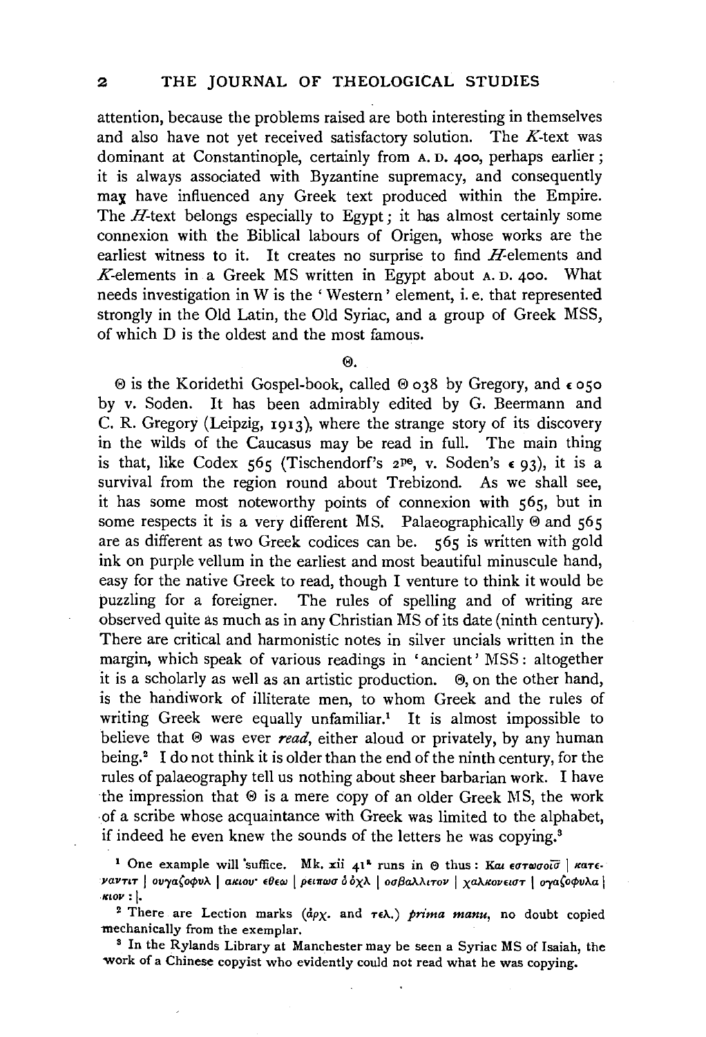attention, because the problems raised are both interesting in themselves and also have not yet received satisfactory solution. The *K*-text was dominant at Constantinople, certainly from A. D. 400, perhaps earlier; it is always associated with Byzantine supremacy, and consequently may have influenced any Greek text produced within the Empire. The *H*-text belongs especially to Egypt; it has almost certainly some connexion with the Biblical labours of Origen, whose works are the earliest witness to it. It creates no surprise to find *H*-elements and *K*-elements in a Greek MS written in Egypt about A. D. 400. What needs investigation in W is the 'Western' element, i. e. that represented strongly in the Old Latin, the Old Syriac, and a group of Greek MSS, of which D is the oldest and the most famous.

## Θ.

Θ is the Koridethi Gospel-book, called Θ 038 by Gregory, and ε 050 by v. Soden. It has been admirably edited by G. Beermann and C. R. Gregory (Leipzig, 1913), where the strange story of its discovery in the wilds of the Caucasus may be read in full. The main thing is that, like Codex 565 (Tischendorf's 2pe, v. Soden's ε 93), it is a survival from the region round about Trebizond. As we shall see, it has some most noteworthy points of connexion with 565, but in some respects it is a very different MS. Palaeographically Θ and 565 are as different as two Greek codices can be. 565 is written with gold ink on purple vellum in the earliest and most beautiful minuscule hand, easy for the native Greek to read, though I venture to think it would be puzzling for a foreigner. The rules of spelling and of writing are observed quite as much as in any Christian MS of its date (ninth century). There are critical and harmonistic notes in silver uncials written in the margin, which speak of various readings in 'ancient' MSS: altogether it is a scholarly as well as an artistic production. Θ, on the other hand, is the handiwork of illiterate men, to whom Greek and the rules of writing Greek were equally unfamiliar.[1] It is almost impossible to believe that Θ was ever *read*, either aloud or privately, by any human being.[2] I do not think it is older than the end of the ninth century, for the rules of palaeography tell us nothing about sheer barbarian work. I have the impression that Θ is a mere copy of an older Greek MS, the work of a scribe whose acquaintance with Greek was limited to the alphabet, if indeed he even knew the sounds of the letters he was copying.[3]

[1] One example will suffice. Mk. xii 41ª runs in Θ thus: Και εστωσοισ̄ | κατεγαντιτ | ουγαζοφυλ | ακιου· εθεω | ρειπωσ ὁ ὀχλ | οσβαλλιτον | χαλκονειστ | ογαζοφυλα | κιον : |.

[2] There are Lection marks (ἀρχ. and τελ.) *prima manu*, no doubt copied mechanically from the exemplar.

[3] In the Rylands Library at Manchester may be seen a Syriac MS of Isaiah, the work of a Chinese copyist who evidently could not read what he was copying.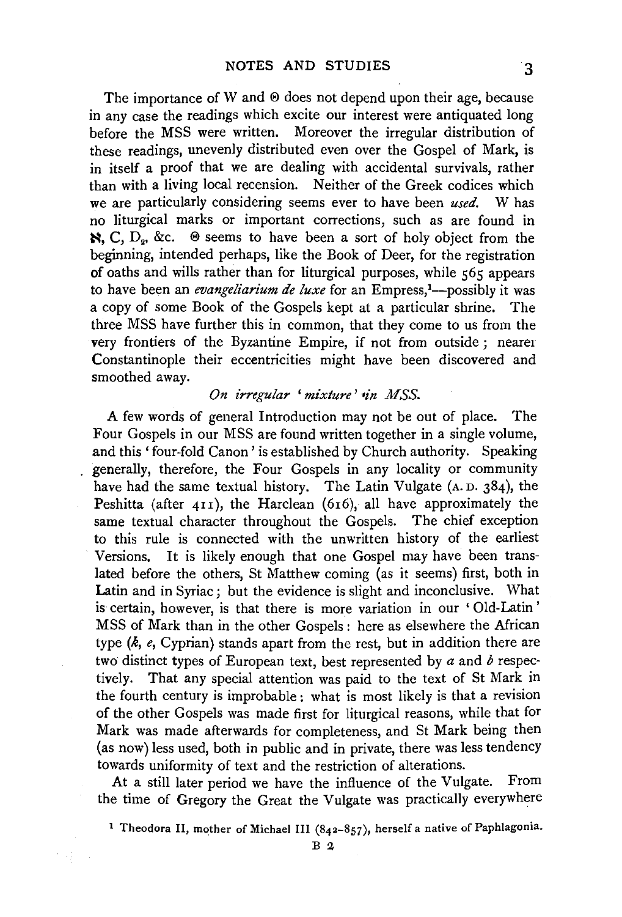The importance of W and Θ does not depend upon their age, because in any case the readings which excite our interest were antiquated long before the MSS were written. Moreover the irregular distribution of these readings, unevenly distributed even over the Gospel of Mark, is in itself a proof that we are dealing with accidental survivals, rather than with a living local recension. Neither of the Greek codices which we are particularly considering seems ever to have been *used*. W has no liturgical marks or important corrections, such as are found in ℵ, C, $D_2$, &c. Θ seems to have been a sort of holy object from the beginning, intended perhaps, like the Book of Deer, for the registration of oaths and wills rather than for liturgical purposes, while 565 appears to have been an *evangeliarium de luxe* for an Empress,[1]—possibly it was a copy of some Book of the Gospels kept at a particular shrine. The three MSS have further this in common, that they come to us from the very frontiers of the Byzantine Empire, if not from outside; nearer Constantinople their eccentricities might have been discovered and smoothed away.

*On irregular 'mixture' in MSS.*

A few words of general Introduction may not be out of place. The Four Gospels in our MSS are found written together in a single volume, and this 'four-fold Canon' is established by Church authority. Speaking generally, therefore, the Four Gospels in any locality or community have had the same textual history. The Latin Vulgate (A. D. 384), the Peshitta (after 411), the Harclean (616), all have approximately the same textual character throughout the Gospels. The chief exception to this rule is connected with the unwritten history of the earliest Versions. It is likely enough that one Gospel may have been translated before the others, St Matthew coming (as it seems) first, both in Latin and in Syriac; but the evidence is slight and inconclusive. What is certain, however, is that there is more variation in our 'Old-Latin' MSS of Mark than in the other Gospels: here as elsewhere the African type (*k*, *e*, Cyprian) stands apart from the rest, but in addition there are two distinct types of European text, best represented by *a* and *b* respectively. That any special attention was paid to the text of St Mark in the fourth century is improbable: what is most likely is that a revision of the other Gospels was made first for liturgical reasons, while that for Mark was made afterwards for completeness, and St Mark being then (as now) less used, both in public and in private, there was less tendency towards uniformity of text and the restriction of alterations.

At a still later period we have the influence of the Vulgate. From the time of Gregory the Great the Vulgate was practically everywhere

[1] Theodora II, mother of Michael III (842–857), herself a native of Paphlagonia.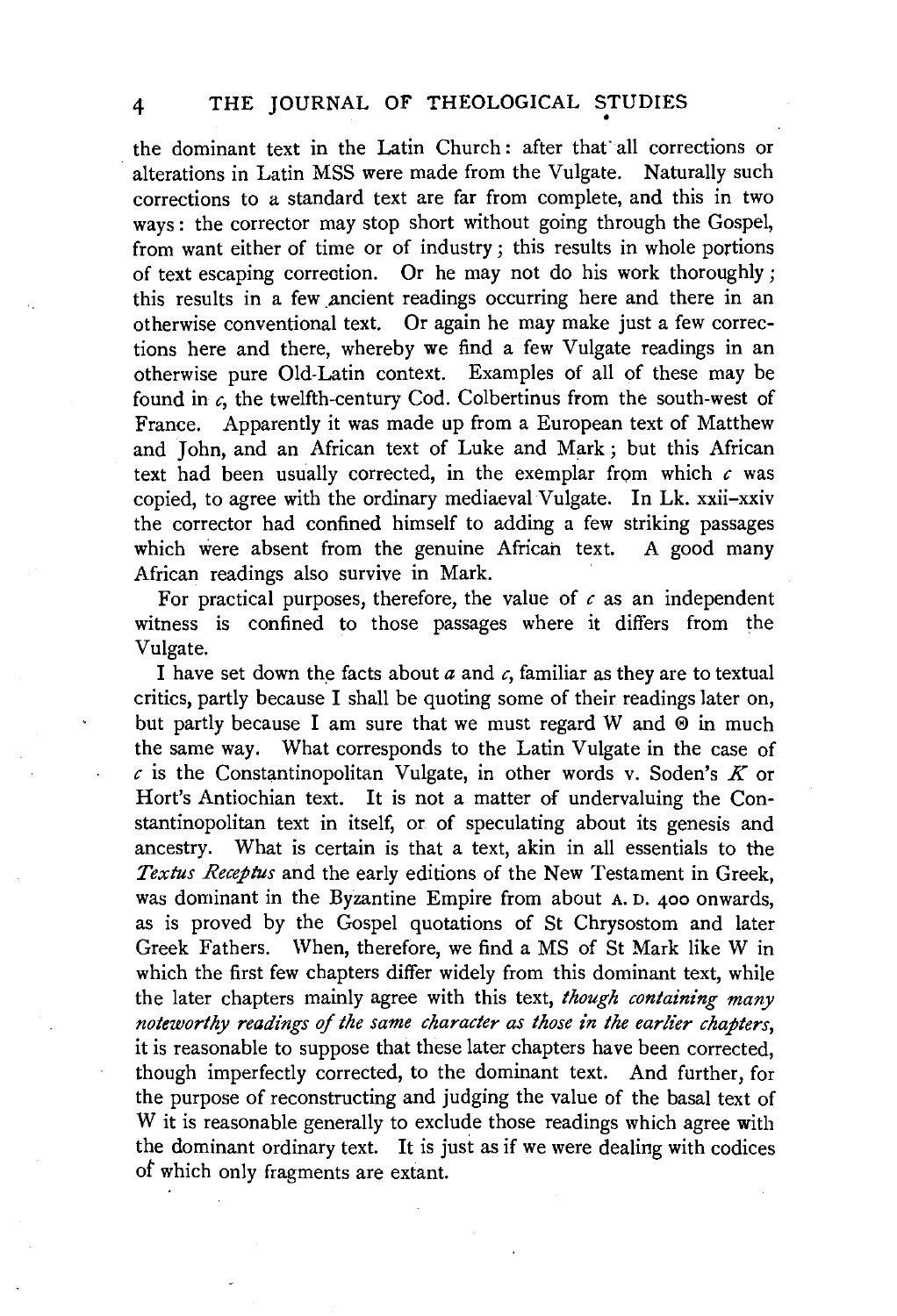the dominant text in the Latin Church: after that all corrections or alterations in Latin MSS were made from the Vulgate. Naturally such corrections to a standard text are far from complete, and this in two ways: the corrector may stop short without going through the Gospel, from want either of time or of industry; this results in whole portions of text escaping correction. Or he may not do his work thoroughly; this results in a few ancient readings occurring here and there in an otherwise conventional text. Or again he may make just a few corrections here and there, whereby we find a few Vulgate readings in an otherwise pure Old-Latin context. Examples of all of these may be found in *c*, the twelfth-century Cod. Colbertinus from the south-west of France. Apparently it was made up from a European text of Matthew and John, and an African text of Luke and Mark; but this African text had been usually corrected, in the exemplar from which *c* was copied, to agree with the ordinary mediaeval Vulgate. In Lk. xxii–xxiv the corrector had confined himself to adding a few striking passages which were absent from the genuine African text. A good many African readings also survive in Mark.

For practical purposes, therefore, the value of *c* as an independent witness is confined to those passages where it differs from the Vulgate.

I have set down the facts about *a* and *c*, familiar as they are to textual critics, partly because I shall be quoting some of their readings later on, but partly because I am sure that we must regard W and Θ in much the same way. What corresponds to the Latin Vulgate in the case of *c* is the Constantinopolitan Vulgate, in other words v. Soden's *K* or Hort's Antiochian text. It is not a matter of undervaluing the Constantinopolitan text in itself, or of speculating about its genesis and ancestry. What is certain is that a text, akin in all essentials to the *Textus Receptus* and the early editions of the New Testament in Greek, was dominant in the Byzantine Empire from about A. D. 400 onwards, as is proved by the Gospel quotations of St Chrysostom and later Greek Fathers. When, therefore, we find a MS of St Mark like W in which the first few chapters differ widely from this dominant text, while the later chapters mainly agree with this text, *though containing many noteworthy readings of the same character as those in the earlier chapters*, it is reasonable to suppose that these later chapters have been corrected, though imperfectly corrected, to the dominant text. And further, for the purpose of reconstructing and judging the value of the basal text of W it is reasonable generally to exclude those readings which agree with the dominant ordinary text. It is just as if we were dealing with codices of which only fragments are extant.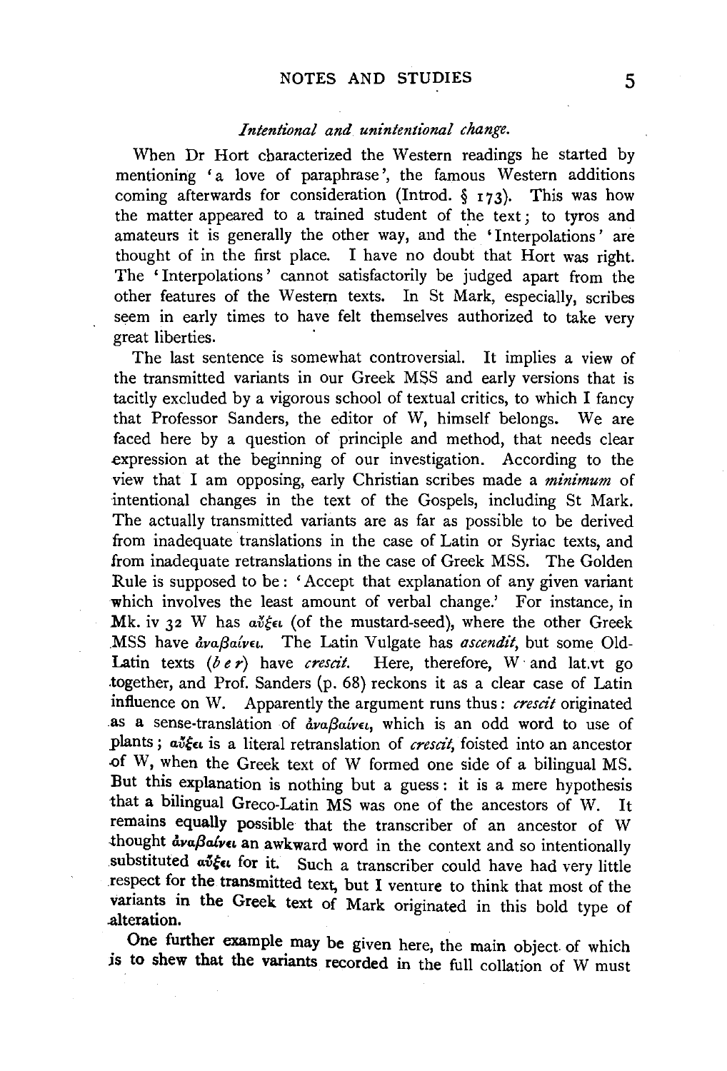*Intentional and unintentional change.*

When Dr Hort characterized the Western readings he started by mentioning 'a love of paraphrase', the famous Western additions coming afterwards for consideration (Introd. § 173). This was how the matter appeared to a trained student of the text; to tyros and amateurs it is generally the other way, and the 'Interpolations' are thought of in the first place. I have no doubt that Hort was right. The 'Interpolations' cannot satisfactorily be judged apart from the other features of the Western texts. In St Mark, especially, scribes seem in early times to have felt themselves authorized to take very great liberties.

The last sentence is somewhat controversial. It implies a view of the transmitted variants in our Greek MSS and early versions that is tacitly excluded by a vigorous school of textual critics, to which I fancy that Professor Sanders, the editor of W, himself belongs. We are faced here by a question of principle and method, that needs clear expression at the beginning of our investigation. According to the view that I am opposing, early Christian scribes made a *minimum* of intentional changes in the text of the Gospels, including St Mark. The actually transmitted variants are as far as possible to be derived from inadequate translations in the case of Latin or Syriac texts, and from inadequate retranslations in the case of Greek MSS. The Golden Rule is supposed to be: 'Accept that explanation of any given variant which involves the least amount of verbal change.' For instance, in Mk. iv 32 W has αὔξει (of the mustard-seed), where the other Greek MSS have ἀναβαίνει. The Latin Vulgate has *ascendit*, but some Old-Latin texts (*b e r*) have *crescit*. Here, therefore, W and lat.vt go together, and Prof. Sanders (p. 68) reckons it as a clear case of Latin influence on W. Apparently the argument runs thus: *crescit* originated as a sense-translation of ἀναβαίνει, which is an odd word to use of plants; αὔξει is a literal retranslation of *crescit*, foisted into an ancestor of W, when the Greek text of W formed one side of a bilingual MS. But this explanation is nothing but a guess: it is a mere hypothesis that a bilingual Greco-Latin MS was one of the ancestors of W. It remains equally possible that the transcriber of an ancestor of W thought ἀναβαίνει an awkward word in the context and so intentionally substituted αὔξει for it. Such a transcriber could have had very little respect for the transmitted text, but I venture to think that most of the variants in the Greek text of Mark originated in this bold type of alteration.

One further example may be given here, the main object of which is to shew that the variants recorded in the full collation of W must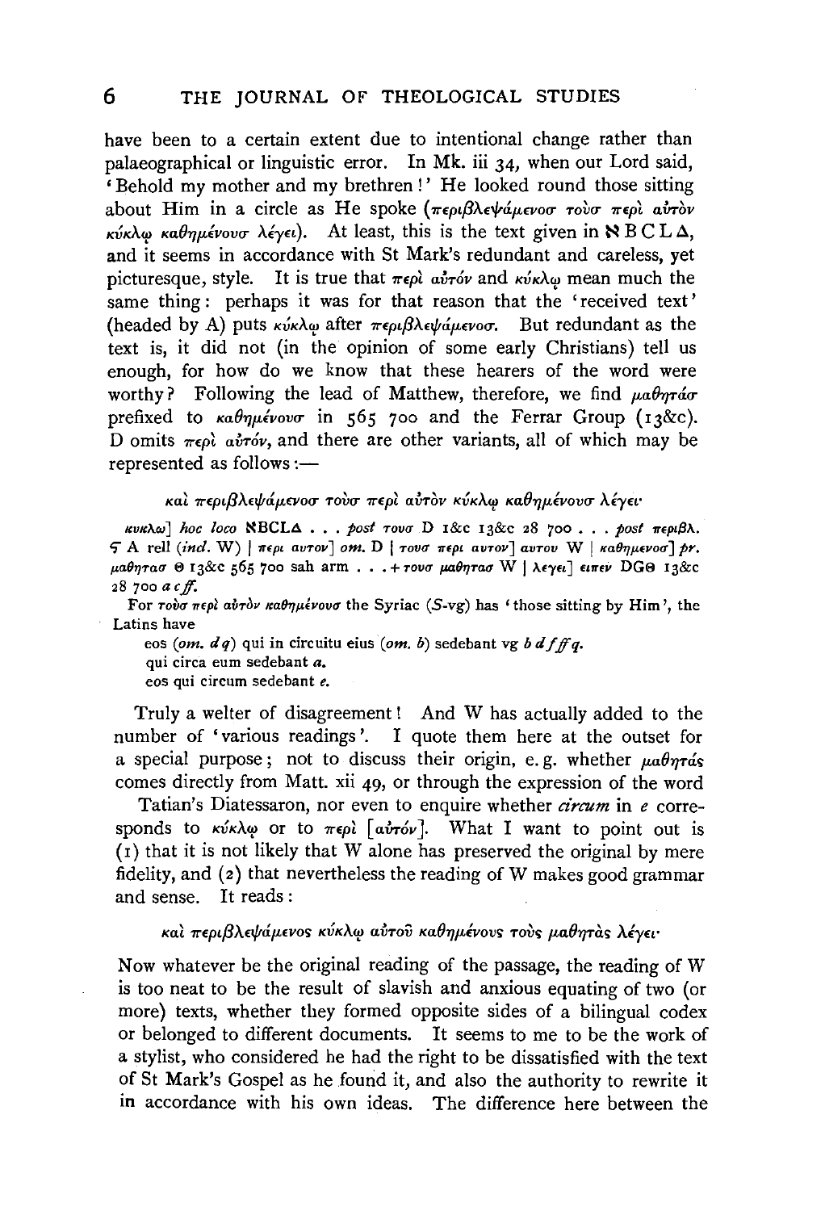have been to a certain extent due to intentional change rather than palaeographical or linguistic error. In Mk. iii 34, when our Lord said, 'Behold my mother and my brethren!' He looked round those sitting about Him in a circle as He spoke (περιβλεψάμενοσ τοὺσ περὶ αὐτὸν κύκλῳ καθημένουσ λέγει). At least, this is the text given in ℵ B C L Δ, and it seems in accordance with St Mark's redundant and careless, yet picturesque, style. It is true that περὶ αὐτόν and κύκλῳ mean much the same thing: perhaps it was for that reason that the 'received text' (headed by A) puts κύκλῳ after περιβλεψάμενοσ. But redundant as the text is, it did not (in the opinion of some early Christians) tell us enough, for how do we know that these hearers of the word were worthy? Following the lead of Matthew, therefore, we find μαθητάσ prefixed to καθημένουσ in 565 700 and the Ferrar Group (13&c). D omits περὶ αὐτόν, and there are other variants, all of which may be represented as follows:—

καὶ περιβλεψάμενοσ τοὺσ περὶ αὐτὸν κύκλῳ καθημένουσ λέγει·

κυκλω] *hoc loco* ℵBCLΔ . . . *post* τουσ D 1&c 13&c 28 700 . . . *post* περιβλ. ς A rell (*incl.* W) | περι αυτον] *om.* D | τουσ περι αυτον] αυτου W | καθημενοσ] *pr.* μαθητασ Θ 13&c 565 700 sah arm . . . + τουσ μαθητασ W | λεγει] ειπεν DGΘ 13&c 28 700 *a c ff*.

For τοὺσ περὶ αὐτὸν καθημένουσ the Syriac (*S*-vg) has 'those sitting by Him', the Latins have

eos (*om. d q*) qui in circuitu eius (*om. b*) sedebant vg *b d f ff q*.
qui circa eum sedebant *a*.
eos qui circum sedebant *e*.

Truly a welter of disagreement! And W has actually added to the number of 'various readings'. I quote them here at the outset for a special purpose; not to discuss their origin, e.g. whether μαθητάς comes directly from Matt. xii 49, or through the expression of the word Tatian's Diatessaron, nor even to enquire whether *circum* in *e* corresponds to κύκλῳ or to περὶ [αὐτόν]. What I want to point out is (1) that it is not likely that W alone has preserved the original by mere fidelity, and (2) that nevertheless the reading of W makes good grammar and sense. It reads:

καὶ περιβλεψάμενος κύκλῳ αὐτοῦ καθημένους τοὺς μαθητὰς λέγει·

Now whatever be the original reading of the passage, the reading of W is too neat to be the result of slavish and anxious equating of two (or more) texts, whether they formed opposite sides of a bilingual codex or belonged to different documents. It seems to me to be the work of a stylist, who considered he had the right to be dissatisfied with the text of St Mark's Gospel as he found it, and also the authority to rewrite it in accordance with his own ideas. The difference here between the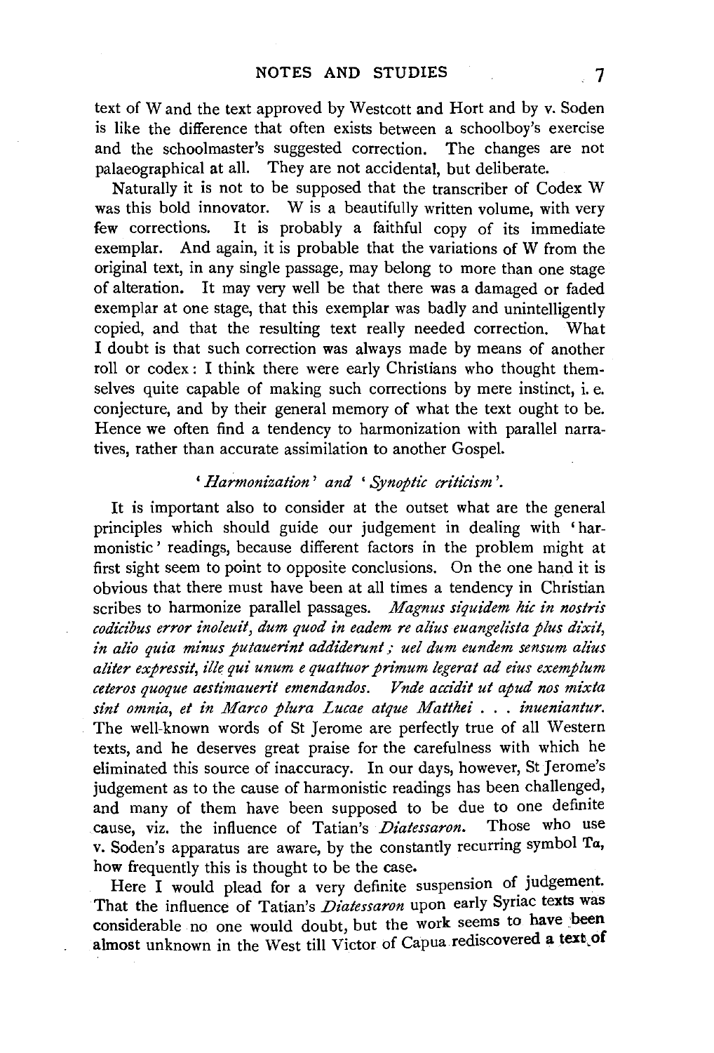text of W and the text approved by Westcott and Hort and by v. Soden is like the difference that often exists between a schoolboy's exercise and the schoolmaster's suggested correction. The changes are not palaeographical at all. They are not accidental, but deliberate.

Naturally it is not to be supposed that the transcriber of Codex W was this bold innovator. W is a beautifully written volume, with very few corrections. It is probably a faithful copy of its immediate exemplar. And again, it is probable that the variations of W from the original text, in any single passage, may belong to more than one stage of alteration. It may very well be that there was a damaged or faded exemplar at one stage, that this exemplar was badly and unintelligently copied, and that the resulting text really needed correction. What I doubt is that such correction was always made by means of another roll or codex: I think there were early Christians who thought themselves quite capable of making such corrections by mere instinct, i. e. conjecture, and by their general memory of what the text ought to be. Hence we often find a tendency to harmonization with parallel narratives, rather than accurate assimilation to another Gospel.

### *'Harmonization'* and *'Synoptic criticism'*.

It is important also to consider at the outset what are the general principles which should guide our judgement in dealing with 'harmonistic' readings, because different factors in the problem might at first sight seem to point to opposite conclusions. On the one hand it is obvious that there must have been at all times a tendency in Christian scribes to harmonize parallel passages. *Magnus siquidem hic in nostris codicibus error inoleuit, dum quod in eadem re alius euangelista plus dixit, in alio quia minus putauerint addiderunt; uel dum eundem sensum alius aliter expressit, ille qui unum e quattuor primum legerat ad eius exemplum ceteros quoque aestimauerit emendandos. Vnde accidit ut apud nos mixta sint omnia, et in Marco plura Lucae atque Matthei . . . inueniantur.* The well-known words of St Jerome are perfectly true of all Western texts, and he deserves great praise for the carefulness with which he eliminated this source of inaccuracy. In our days, however, St Jerome's judgement as to the cause of harmonistic readings has been challenged, and many of them have been supposed to be due to one definite cause, viz. the influence of Tatian's *Diatessaron*. Those who use v. Soden's apparatus are aware, by the constantly recurring symbol Tα, how frequently this is thought to be the case.

Here I would plead for a very definite suspension of judgement. That the influence of Tatian's *Diatessaron* upon early Syriac texts was considerable no one would doubt, but the work seems to have been almost unknown in the West till Victor of Capua rediscovered a text of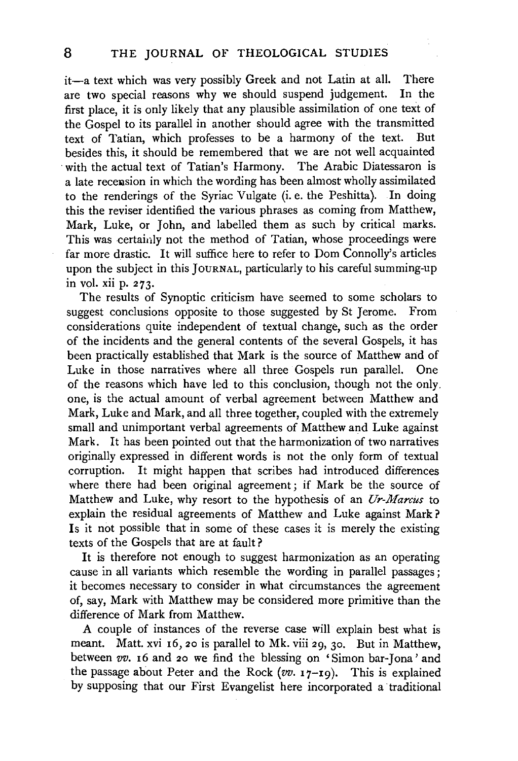it—a text which was very possibly Greek and not Latin at all. There are two special reasons why we should suspend judgement. In the first place, it is only likely that any plausible assimilation of one text of the Gospel to its parallel in another should agree with the transmitted text of Tatian, which professes to be a harmony of the text. But besides this, it should be remembered that we are not well acquainted with the actual text of Tatian's Harmony. The Arabic Diatessaron is a late recension in which the wording has been almost wholly assimilated to the renderings of the Syriac Vulgate (i. e. the Peshitta). In doing this the reviser identified the various phrases as coming from Matthew, Mark, Luke, or John, and labelled them as such by critical marks. This was certainly not the method of Tatian, whose proceedings were far more drastic. It will suffice here to refer to Dom Connolly's articles upon the subject in this JOURNAL, particularly to his careful summing-up in vol. xii p. 273.

The results of Synoptic criticism have seemed to some scholars to suggest conclusions opposite to those suggested by St Jerome. From considerations quite independent of textual change, such as the order of the incidents and the general contents of the several Gospels, it has been practically established that Mark is the source of Matthew and of Luke in those narratives where all three Gospels run parallel. One of the reasons which have led to this conclusion, though not the only one, is the actual amount of verbal agreement between Matthew and Mark, Luke and Mark, and all three together, coupled with the extremely small and unimportant verbal agreements of Matthew and Luke against Mark. It has been pointed out that the harmonization of two narratives originally expressed in different words is not the only form of textual corruption. It might happen that scribes had introduced differences where there had been original agreement; if Mark be the source of Matthew and Luke, why resort to the hypothesis of an *Ur-Marcus* to explain the residual agreements of Matthew and Luke against Mark? Is it not possible that in some of these cases it is merely the existing texts of the Gospels that are at fault?

It is therefore not enough to suggest harmonization as an operating cause in all variants which resemble the wording in parallel passages; it becomes necessary to consider in what circumstances the agreement of, say, Mark with Matthew may be considered more primitive than the difference of Mark from Matthew.

A couple of instances of the reverse case will explain best what is meant. Matt. xvi 16, 20 is parallel to Mk. viii 29, 30. But in Matthew, between *vv.* 16 and 20 we find the blessing on 'Simon bar-Jona' and the passage about Peter and the Rock (*vv.* 17–19). This is explained by supposing that our First Evangelist here incorporated a traditional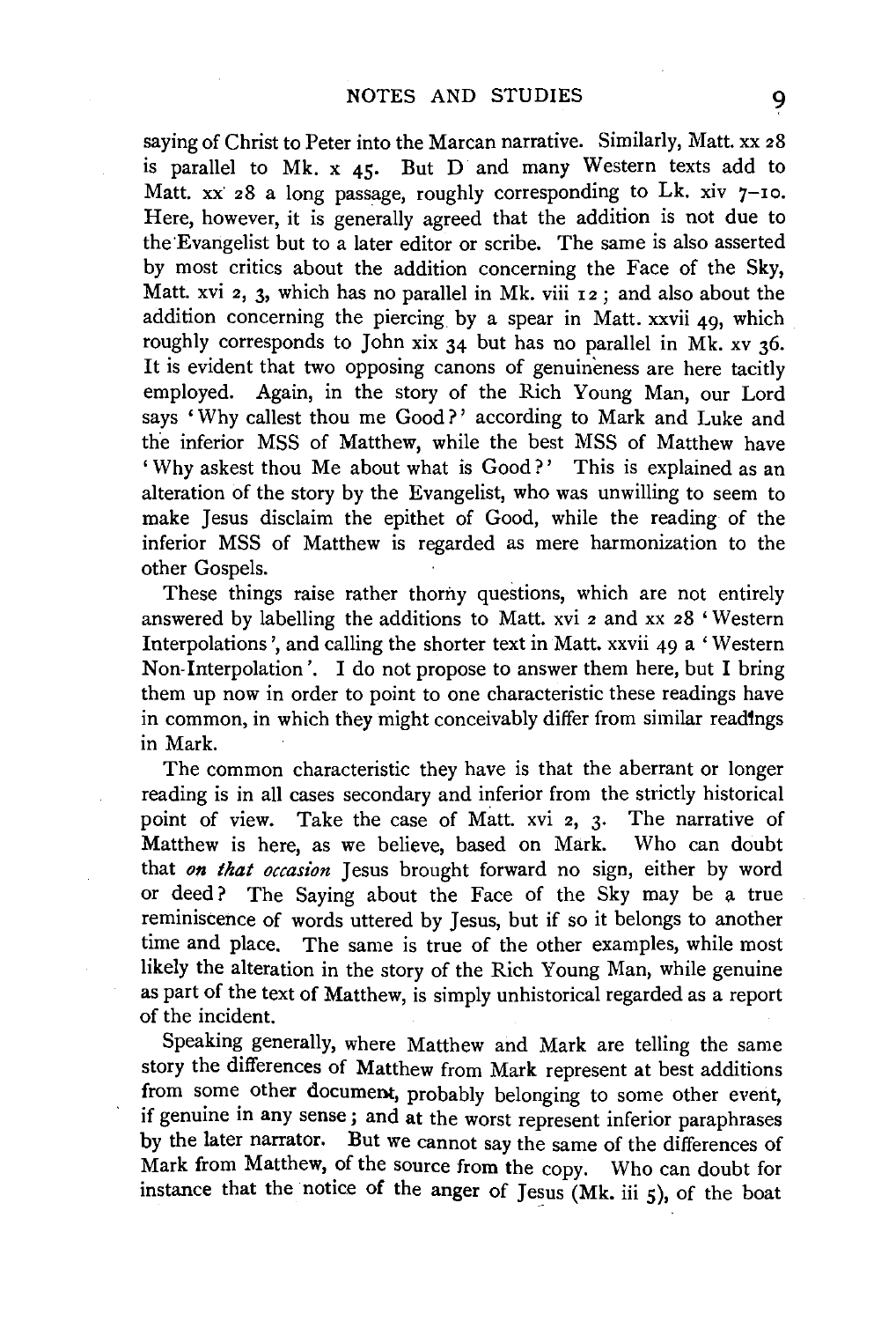saying of Christ to Peter into the Marcan narrative. Similarly, Matt. xx 28 is parallel to Mk. x 45. But D and many Western texts add to Matt. xx 28 a long passage, roughly corresponding to Lk. xiv 7–10. Here, however, it is generally agreed that the addition is not due to the Evangelist but to a later editor or scribe. The same is also asserted by most critics about the addition concerning the Face of the Sky, Matt. xvi 2, 3, which has no parallel in Mk. viii 12; and also about the addition concerning the piercing by a spear in Matt. xxvii 49, which roughly corresponds to John xix 34 but has no parallel in Mk. xv 36. It is evident that two opposing canons of genuineness are here tacitly employed. Again, in the story of the Rich Young Man, our Lord says 'Why callest thou me Good?' according to Mark and Luke and the inferior MSS of Matthew, while the best MSS of Matthew have 'Why askest thou Me about what is Good?' This is explained as an alteration of the story by the Evangelist, who was unwilling to seem to make Jesus disclaim the epithet of Good, while the reading of the inferior MSS of Matthew is regarded as mere harmonization to the other Gospels.

These things raise rather thorny questions, which are not entirely answered by labelling the additions to Matt. xvi 2 and xx 28 'Western Interpolations', and calling the shorter text in Matt. xxvii 49 a 'Western Non-Interpolation'. I do not propose to answer them here, but I bring them up now in order to point to one characteristic these readings have in common, in which they might conceivably differ from similar readings in Mark.

The common characteristic they have is that the aberrant or longer reading is in all cases secondary and inferior from the strictly historical point of view. Take the case of Matt. xvi 2, 3. The narrative of Matthew is here, as we believe, based on Mark. Who can doubt that *on that occasion* Jesus brought forward no sign, either by word or deed? The Saying about the Face of the Sky may be a true reminiscence of words uttered by Jesus, but if so it belongs to another time and place. The same is true of the other examples, while most likely the alteration in the story of the Rich Young Man, while genuine as part of the text of Matthew, is simply unhistorical regarded as a report of the incident.

Speaking generally, where Matthew and Mark are telling the same story the differences of Matthew from Mark represent at best additions from some other document, probably belonging to some other event, if genuine in any sense; and at the worst represent inferior paraphrases by the later narrator. But we cannot say the same of the differences of Mark from Matthew, of the source from the copy. Who can doubt for instance that the notice of the anger of Jesus (Mk. iii 5), of the boat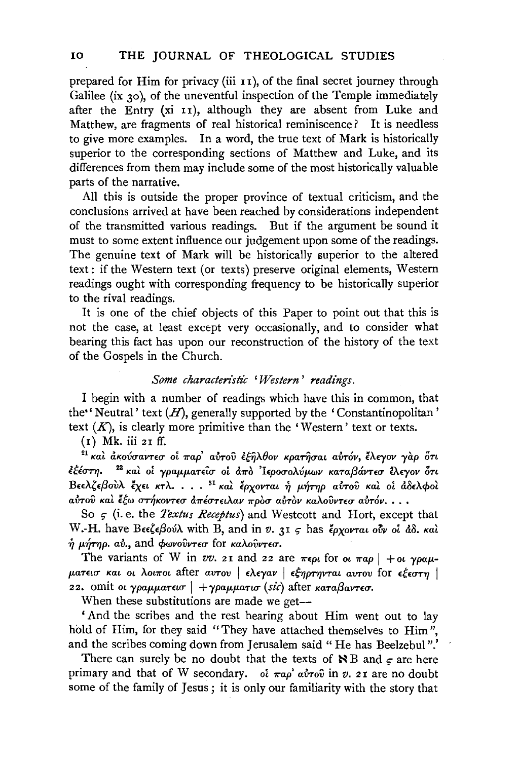prepared for Him for privacy (iii 11), of the final secret journey through Galilee (ix 30), of the uneventful inspection of the Temple immediately after the Entry (xi 11), although they are absent from Luke and Matthew, are fragments of real historical reminiscence? It is needless to give more examples. In a word, the true text of Mark is historically superior to the corresponding sections of Matthew and Luke, and its differences from them may include some of the most historically valuable parts of the narrative.

All this is outside the proper province of textual criticism, and the conclusions arrived at have been reached by considerations independent of the transmitted various readings. But if the argument be sound it must to some extent influence our judgement upon some of the readings. The genuine text of Mark will be historically superior to the altered text: if the Western text (or texts) preserve original elements, Western readings ought with corresponding frequency to be historically superior to the rival readings.

It is one of the chief objects of this Paper to point out that this is not the case, at least except very occasionally, and to consider what bearing this fact has upon our reconstruction of the history of the text of the Gospels in the Church.

### *Some characteristic 'Western' readings.*

I begin with a number of readings which have this in common, that the 'Neutral' text (*H*), generally supported by the 'Constantinopolitan' text (*K*), is clearly more primitive than the 'Western' text or texts.

(1) Mk. iii 21 ff.

[21] καὶ ἀκούσαντεσ οἱ παρ' αὐτοῦ ἐξῆλθον κρατῆσαι αὐτόν, ἔλεγον γὰρ ὅτι ἐξέστη. [22] καὶ οἱ γραμματεῖσ οἱ ἀπὸ Ἱεροσολύμων καταβάντεσ ἔλεγον ὅτι Βεελζεβοὺλ ἔχει κτλ. . . . [31] καὶ ἔρχονται ἡ μήτηρ αὐτοῦ καὶ οἱ ἀδελφοὶ αὐτοῦ καὶ ἔξω στήκοντεσ ἀπέστειλαν πρὸσ αὐτὸν καλοῦντεσ αὐτόν. . . .

So ϛ (i.e. the *Textus Receptus*) and Westcott and Hort, except that W.-H. have Βεεζεβούλ with B, and in *v.* 31 ϛ has ἔρχονται οὖν οἱ ἀδ. καὶ ἡ μήτηρ. αὐ., and φωνοῦντεσ for καλοῦντεσ.

The variants of W in *vv.* 21 and 22 are περι for οι παρ | + οι γραμματεισ και οι λοιποι after αυτου | ελεγαν | εξηρτηνται αυτου for εξεστη | 22. omit οι γραμματεισ | + γραμματισ (*sic*) after καταβαντεσ.

When these substitutions are made we get—

'And the scribes and the rest hearing about Him went out to lay hold of Him, for they said "They have attached themselves to Him", and the scribes coming down from Jerusalem said "He has Beelzebul".'

There can surely be no doubt that the texts of ℵ B and ϛ are here primary and that of W secondary. οἱ παρ' αὐτοῦ in *v.* 21 are no doubt some of the family of Jesus; it is only our familiarity with the story that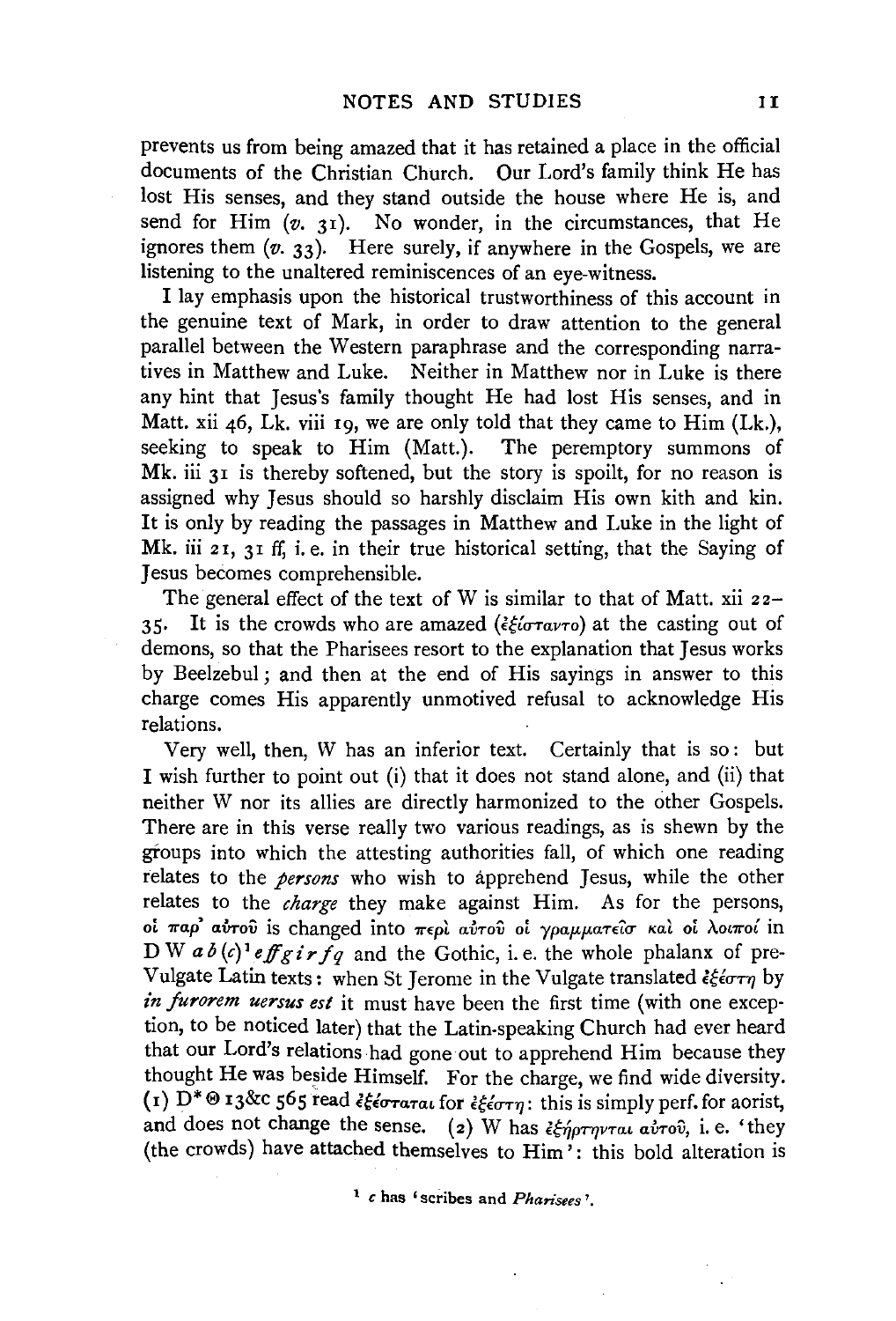prevents us from being amazed that it has retained a place in the official documents of the Christian Church. Our Lord's family think He has lost His senses, and they stand outside the house where He is, and send for Him (*v.* 31). No wonder, in the circumstances, that He ignores them (*v.* 33). Here surely, if anywhere in the Gospels, we are listening to the unaltered reminiscences of an eye-witness.

I lay emphasis upon the historical trustworthiness of this account in the genuine text of Mark, in order to draw attention to the general parallel between the Western paraphrase and the corresponding narratives in Matthew and Luke. Neither in Matthew nor in Luke is there any hint that Jesus's family thought He had lost His senses, and in Matt. xii 46, Lk. viii 19, we are only told that they came to Him (Lk.), seeking to speak to Him (Matt.). The peremptory summons of Mk. iii 31 is thereby softened, but the story is spoilt, for no reason is assigned why Jesus should so harshly disclaim His own kith and kin. It is only by reading the passages in Matthew and Luke in the light of Mk. iii 21, 31 ff, i.e. in their true historical setting, that the Saying of Jesus becomes comprehensible.

The general effect of the text of W is similar to that of Matt. xii 22–35. It is the crowds who are amazed (ἐξίσταντο) at the casting out of demons, so that the Pharisees resort to the explanation that Jesus works by Beelzebul; and then at the end of His sayings in answer to this charge comes His apparently unmotived refusal to acknowledge His relations.

Very well, then, W has an inferior text. Certainly that is so: but I wish further to point out (i) that it does not stand alone, and (ii) that neither W nor its allies are directly harmonized to the other Gospels. There are in this verse really two various readings, as is shewn by the groups into which the attesting authorities fall, of which one reading relates to the *persons* who wish to apprehend Jesus, while the other relates to the *charge* they make against Him. As for the persons, οἱ παρ' αὐτοῦ is changed into περὶ αὐτοῦ οἱ γραμματεῖσ καὶ οἱ λοιποί in D W *a b* (*c*)[1] *eff g i r f q* and the Gothic, i.e. the whole phalanx of pre-Vulgate Latin texts: when St Jerome in the Vulgate translated ἐξέστη by *in furorem uersus est* it must have been the first time (with one exception, to be noticed later) that the Latin-speaking Church had ever heard that our Lord's relations had gone out to apprehend Him because they thought He was beside Himself. For the charge, we find wide diversity. (1) D* Θ 13&c 565 read ἐξέσταται for ἐξέστη: this is simply perf. for aorist, and does not change the sense. (2) W has ἐξήρτηνται αὐτοῦ, i.e. 'they (the crowds) have attached themselves to Him': this bold alteration is

[1] *c* has 'scribes and *Pharisees*'.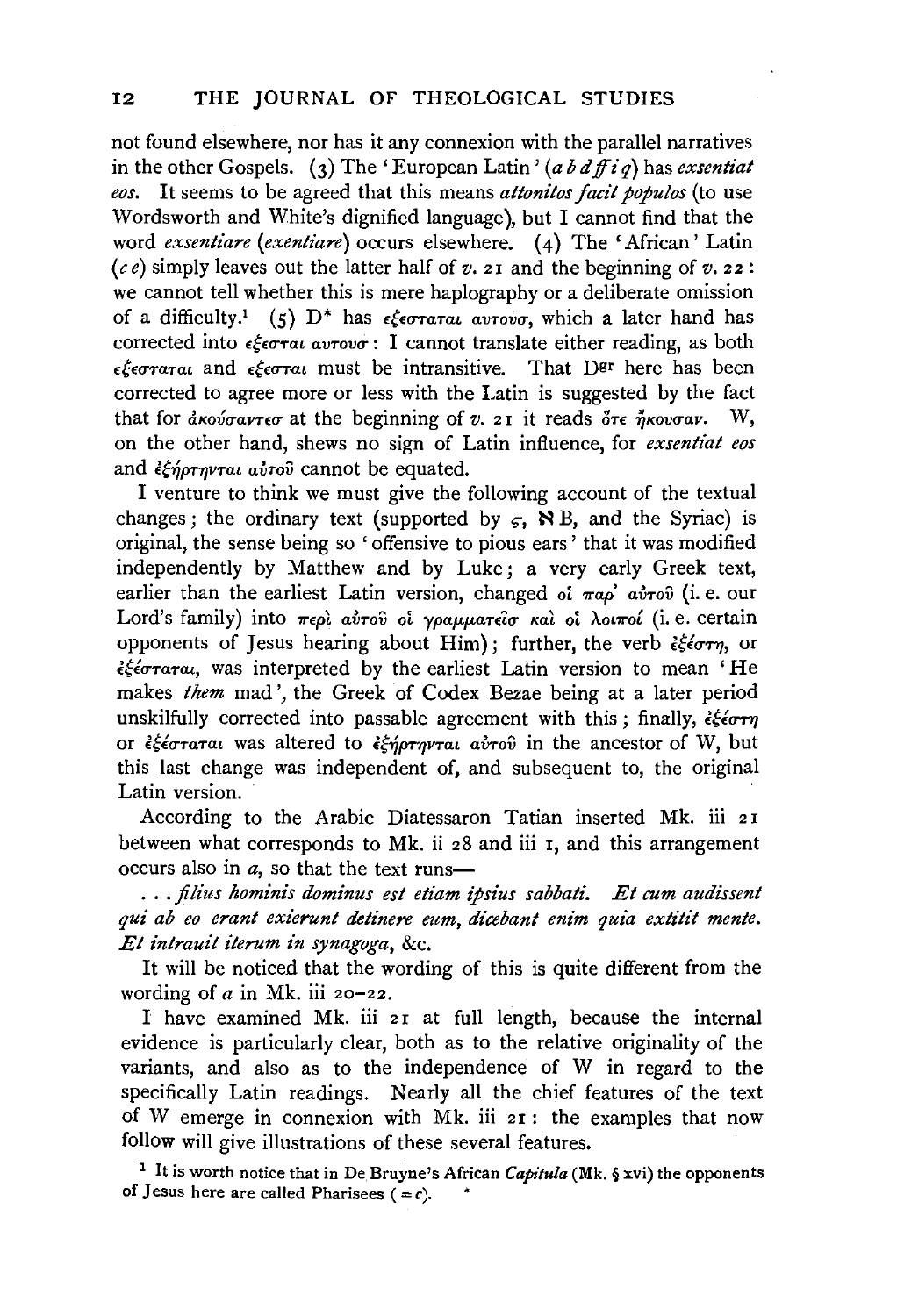not found elsewhere, nor has it any connexion with the parallel narratives in the other Gospels. (3) The 'European Latin' (*a b d ff i q*) has *exsentiat eos*. It seems to be agreed that this means *attonitos facit populos* (to use Wordsworth and White's dignified language), but I cannot find that the word *exsentiare* (*exentiare*) occurs elsewhere. (4) The 'African' Latin (*c e*) simply leaves out the latter half of *v.* 21 and the beginning of *v.* 22: we cannot tell whether this is mere haplography or a deliberate omission of a difficulty.[1] (5) D* has εξεσταται αυτουσ, which a later hand has corrected into εξεσται αυτουσ: I cannot translate either reading, as both εξεσταται and εξεσται must be intransitive. That D^gr here has been corrected to agree more or less with the Latin is suggested by the fact that for ἀκούσαντεσ at the beginning of *v.* 21 it reads ὅτε ἤκουσαν. W, on the other hand, shews no sign of Latin influence, for *exsentiat eos* and ἐξήρτηνται αὐτοῦ cannot be equated.

I venture to think we must give the following account of the textual changes; the ordinary text (supported by ς, ℵ B, and the Syriac) is original, the sense being so 'offensive to pious ears' that it was modified independently by Matthew and by Luke; a very early Greek text, earlier than the earliest Latin version, changed οἱ παρ' αὐτοῦ (i. e. our Lord's family) into περὶ αὐτοῦ οἱ γραμματεῖσ καὶ οἱ λοιποί (i. e. certain opponents of Jesus hearing about Him); further, the verb ἐξέστη, or ἐξέσταται, was interpreted by the earliest Latin version to mean 'He makes *them* mad', the Greek of Codex Bezae being at a later period unskilfully corrected into passable agreement with this; finally, ἐξέστη or ἐξέσταται was altered to ἐξήρτηνται αὐτοῦ in the ancestor of W, but this last change was independent of, and subsequent to, the original Latin version.

According to the Arabic Diatessaron Tatian inserted Mk. iii 21 between what corresponds to Mk. ii 28 and iii 1, and this arrangement occurs also in *a*, so that the text runs—

. . . *filius hominis dominus est etiam ipsius sabbati. Et cum audissent qui ab eo erant exierunt detinere eum, dicebant enim quia extitit mente. Et intrauit iterum in synagoga*, &c.

It will be noticed that the wording of this is quite different from the wording of *a* in Mk. iii 20–22.

I have examined Mk. iii 21 at full length, because the internal evidence is particularly clear, both as to the relative originality of the variants, and also as to the independence of W in regard to the specifically Latin readings. Nearly all the chief features of the text of W emerge in connexion with Mk. iii 21: the examples that now follow will give illustrations of these several features.

[1] It is worth notice that in De Bruyne's African *Capitula* (Mk. § xvi) the opponents of Jesus here are called Pharisees (= *c*).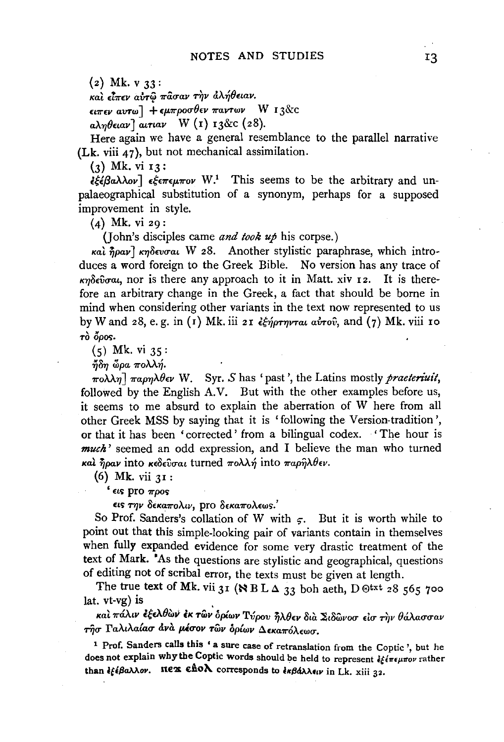(2) Mk. v 33:

καὶ εἶπεν αὐτῷ πᾶσαν τὴν ἀλήθειαν.

ειπεν αυτω] + εμπροσθεν παντων W 13&c

αληθειαν] αιτιαν W (1) 13&c (28).

Here again we have a general resemblance to the parallel narrative (Lk. viii 47), but not mechanical assimilation.

(3) Mk. vi 13:

ἐξέβαλλον] εξεπεμπον W.[1] This seems to be the arbitrary and unpalaeographical substitution of a synonym, perhaps for a supposed improvement in style.

(4) Mk. vi 29:

(John's disciples came *and took up* his corpse.)

καὶ ἦραν] κηδευσαι W 28. Another stylistic paraphrase, which introduces a word foreign to the Greek Bible. No version has any trace of κηδεῦσαι, nor is there any approach to it in Matt. xiv 12. It is therefore an arbitrary change in the Greek, a fact that should be borne in mind when considering other variants in the text now represented to us by W and 28, e. g. in (1) Mk. iii 21 ἐξήρτηνται αὐτοῦ, and (7) Mk. viii 10 τὸ ὄρος.

(5) Mk. vi 35:

ἤδη ὥρα πολλή.

πολλη] παρηλθεν W. Syr. *S* has 'past', the Latins mostly *praeteriuit*, followed by the English A.V. But with the other examples before us, it seems to me absurd to explain the aberration of W here from all other Greek MSS by saying that it is 'following the Version-tradition', or that it has been 'corrected' from a bilingual codex. 'The hour is *much*' seemed an odd expression, and I believe the man who turned καὶ ἦραν into κεδεῦσαι turned πολλή into παρῆλθεν.

(6) Mk. vii 31:

'εις pro προς

εις την δεκαπολιν, pro δεκαπολεως.'

So Prof. Sanders's collation of W with ς. But it is worth while to point out that this simple-looking pair of variants contain in themselves when fully expanded evidence for some very drastic treatment of the text of Mark. As the questions are stylistic and geographical, questions of editing not of scribal error, the texts must be given at length.

The true text of Mk. vii 31 (ℵ B L Δ 33 boh aeth, D Θtxt 28 565 700 lat. vt-vg) is

καὶ πάλιν ἐξελθὼν ἐκ τῶν ὁρίων Τύρου ἦλθεν διὰ Σιδῶνοσ εἰσ τὴν θάλασσαν τῆσ Γαλιλαίασ ἀνὰ μέσον τῶν ὁρίων Δεκαπόλεωσ.

[1] Prof. Sanders calls this 'a sure case of retranslation from the Coptic', but he does not explain why the Coptic words should be held to represent ἐξέπεμπον rather than ἐξέβαλλον. ⲛⲉϫ ⲉⲃⲟⲗ corresponds to ἐκβάλλειν in Lk. xiii 32.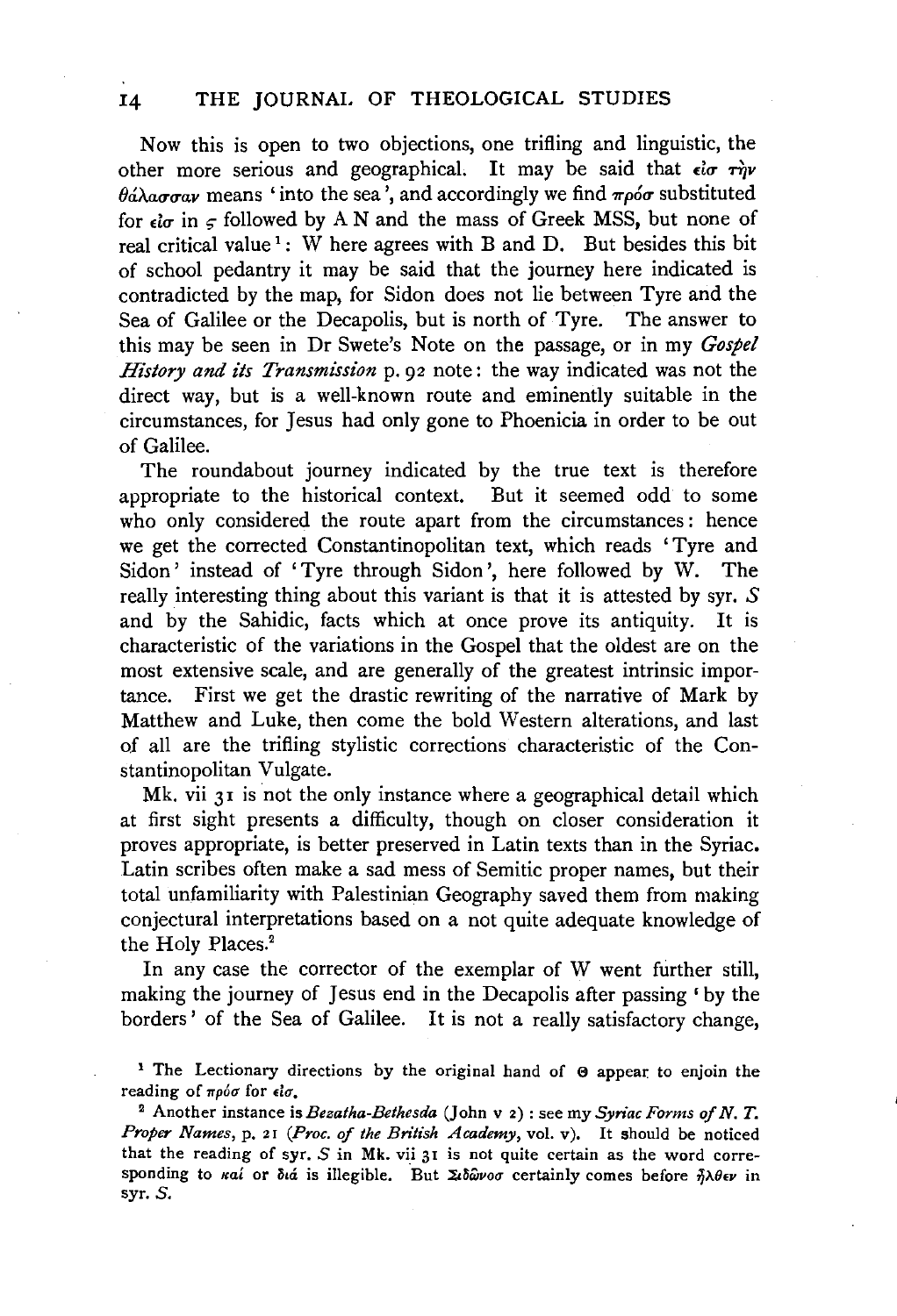Now this is open to two objections, one trifling and linguistic, the other more serious and geographical. It may be said that εἰσ τὴν θάλασσαν means 'into the sea', and accordingly we find πρόσ substituted for εἰσ in ς followed by A N and the mass of Greek MSS, but none of real critical value [1]: W here agrees with B and D. But besides this bit of school pedantry it may be said that the journey here indicated is contradicted by the map, for Sidon does not lie between Tyre and the Sea of Galilee or the Decapolis, but is north of Tyre. The answer to this may be seen in Dr Swete's Note on the passage, or in my *Gospel History and its Transmission* p. 92 note: the way indicated was not the direct way, but is a well-known route and eminently suitable in the circumstances, for Jesus had only gone to Phoenicia in order to be out of Galilee.

The roundabout journey indicated by the true text is therefore appropriate to the historical context. But it seemed odd to some who only considered the route apart from the circumstances: hence we get the corrected Constantinopolitan text, which reads 'Tyre and Sidon' instead of 'Tyre through Sidon', here followed by W. The really interesting thing about this variant is that it is attested by syr. *S* and by the Sahidic, facts which at once prove its antiquity. It is characteristic of the variations in the Gospel that the oldest are on the most extensive scale, and are generally of the greatest intrinsic importance. First we get the drastic rewriting of the narrative of Mark by Matthew and Luke, then come the bold Western alterations, and last of all are the trifling stylistic corrections characteristic of the Constantinopolitan Vulgate.

Mk. vii 31 is not the only instance where a geographical detail which at first sight presents a difficulty, though on closer consideration it proves appropriate, is better preserved in Latin texts than in the Syriac. Latin scribes often make a sad mess of Semitic proper names, but their total unfamiliarity with Palestinian Geography saved them from making conjectural interpretations based on a not quite adequate knowledge of the Holy Places.[2]

In any case the corrector of the exemplar of W went further still, making the journey of Jesus end in the Decapolis after passing 'by the borders' of the Sea of Galilee. It is not a really satisfactory change,

[1] The Lectionary directions by the original hand of Θ appear to enjoin the reading of πρόσ for εἰσ.

[2] Another instance is *Bezatha-Bethesda* (John v 2): see my *Syriac Forms of N. T. Proper Names*, p. 21 (*Proc. of the British Academy*, vol. v). It should be noticed that the reading of syr. *S* in Mk. vii 31 is not quite certain as the word corresponding to καί or διά is illegible. But Σιδῶνοσ certainly comes before ἦλθεν in syr. *S*.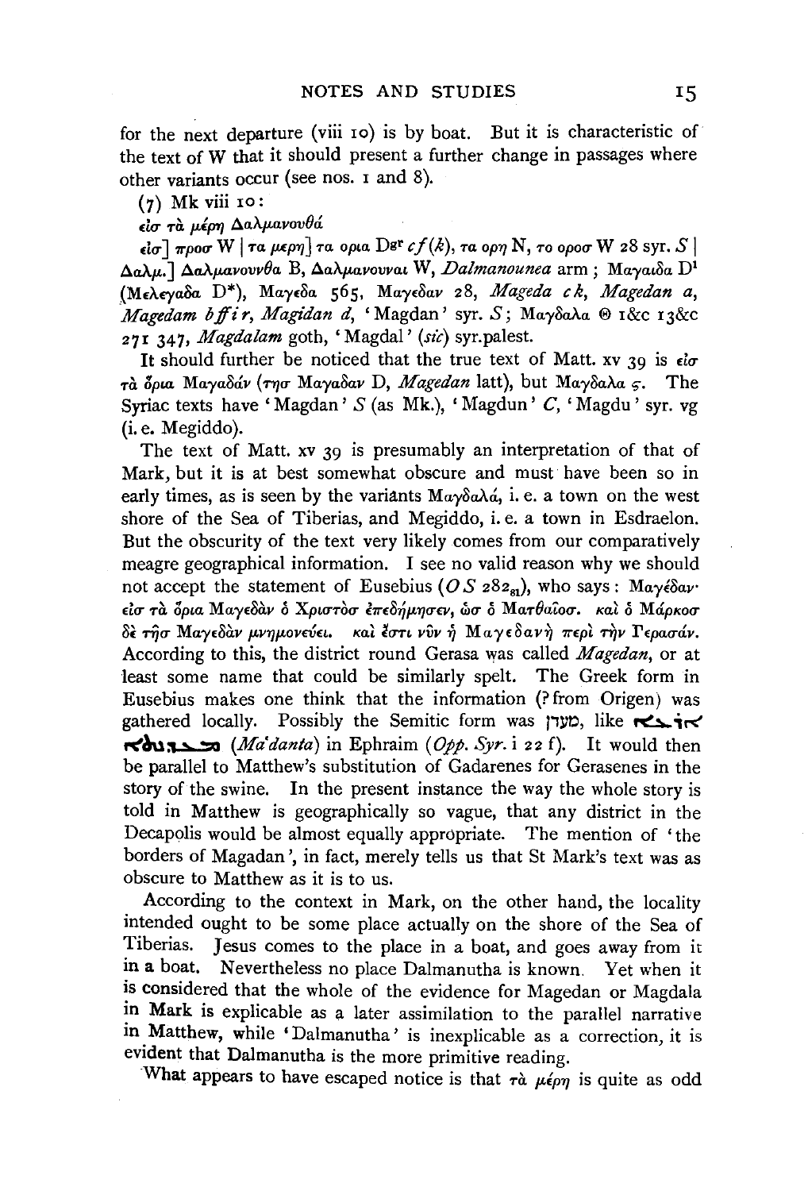for the next departure (viii 10) is by boat. But it is characteristic of the text of W that it should present a further change in passages where other variants occur (see nos. 1 and 8).

(7) Mk viii 10:

εἰσ τὰ μέρη Δαλμανουθά

εἰσ] προσ W | τα μερη] τα ορια D[gr] *cf* (*k*), τα ορη N, το οροσ W 28 syr. *S* | Δαλμ.] Δαλμανουνθα B, Δαλμανουναι W, *Dalmanounea* arm; Μαγαιδα D[1] (Μελεγαδα D*), Μαγεδα 565, Μαγεδαν 28, *Mageda c k*, *Magedan a*, *Magedam b ff i r*, *Magidan d*, 'Magdan' syr. *S*; Μαγδαλα Θ 1&c 13&c 271 347, *Magdalam* goth, 'Magdal' (*sic*) syr.palest.

It should further be noticed that the true text of Matt. xv 39 is εἰσ τὰ ὅρια Μαγαδάν (τησ Μαγαδαν D, *Magedan* latt), but Μαγδαλα ς. The Syriac texts have 'Magdan' *S* (as Mk.), 'Magdun' *C*, 'Magdu' syr. vg (i. e. Megiddo).

The text of Matt. xv 39 is presumably an interpretation of that of Mark, but it is at best somewhat obscure and must have been so in early times, as is seen by the variants Μαγδαλά, i. e. a town on the west shore of the Sea of Tiberias, and Megiddo, i. e. a town in Esdraelon. But the obscurity of the text very likely comes from our comparatively meagre geographical information. I see no valid reason why we should not accept the statement of Eusebius (*OS* $282_{81}$), who says: Μαγέδαν· εἰσ τὰ ὅρια Μαγεδὰν ὁ Χριστὸσ ἐπεδήμησεν, ὡσ ὁ Ματθαῖοσ. καὶ ὁ Μάρκοσ δὲ τῆσ Μαγεδὰν μνημονεύει. καὶ ἔστι νῦν ἡ Μαγεδανὴ περὶ τὴν Γερασάν. According to this, the district round Gerasa was called *Magedan*, or at least some name that could be similarly spelt. The Greek form in Eusebius makes one think that the information (? from Origen) was gathered locally. Possibly the Semitic form was מעדן, like ܐܬܪܐ ܡܥܕܢܬܐ (*Ma'danta*) in Ephraim (*Opp. Syr.* i 22 f). It would then be parallel to Matthew's substitution of Gadarenes for Gerasenes in the story of the swine. In the present instance the way the whole story is told in Matthew is geographically so vague, that any district in the Decapolis would be almost equally appropriate. The mention of 'the borders of Magadan', in fact, merely tells us that St Mark's text was as obscure to Matthew as it is to us.

According to the context in Mark, on the other hand, the locality intended ought to be some place actually on the shore of the Sea of Tiberias. Jesus comes to the place in a boat, and goes away from it in a boat. Nevertheless no place Dalmanutha is known. Yet when it is considered that the whole of the evidence for Magedan or Magdala in Mark is explicable as a later assimilation to the parallel narrative in Matthew, while 'Dalmanutha' is inexplicable as a correction, it is evident that Dalmanutha is the more primitive reading.

What appears to have escaped notice is that τὰ μέρη is quite as odd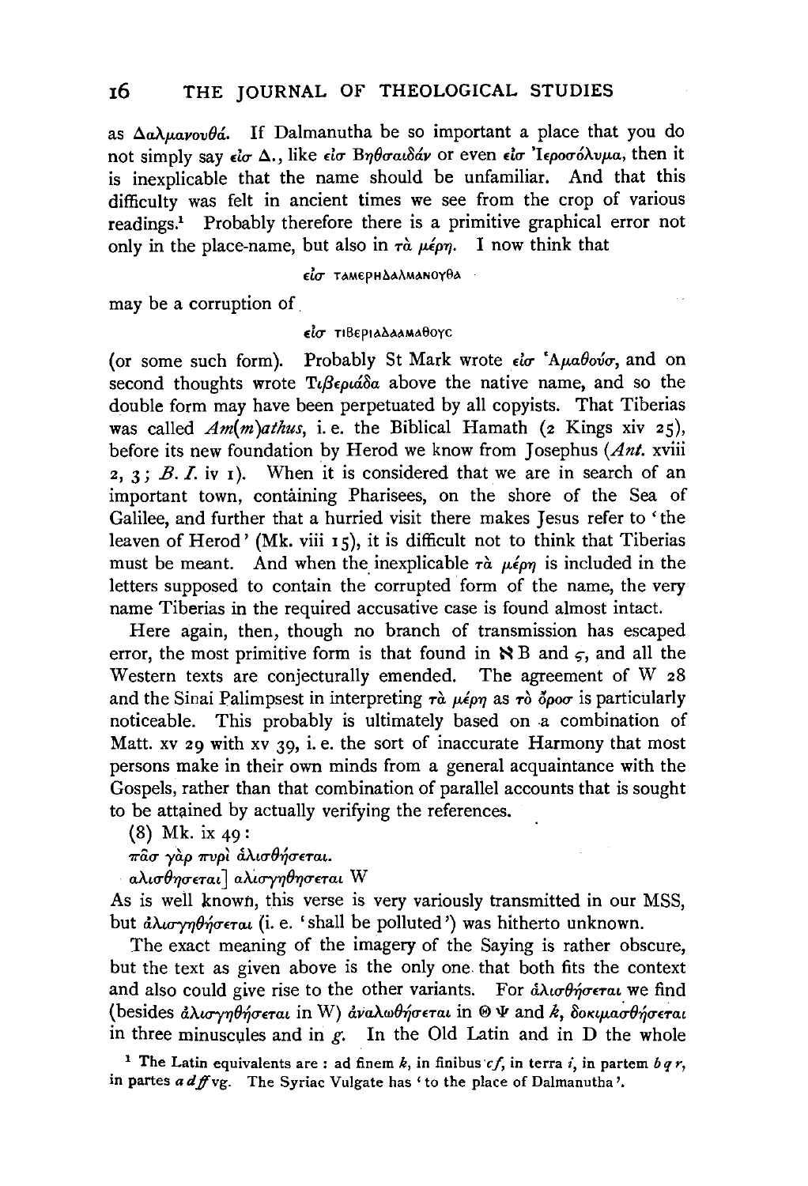as Δαλμανουθά. If Dalmanutha be so important a place that you do not simply say εἰσ Δ., like εἰσ Βηθσαιδάν or even εἰσ Ἱεροσόλυμα, then it is inexplicable that the name should be unfamiliar. And that this difficulty was felt in ancient times we see from the crop of various readings.[1] Probably therefore there is a primitive graphical error not only in the place-name, but also in τὰ μέρη. I now think that

εἰσ ΤΑΜΕΡΗΔΑΛΜΑΝΟΥΘΑ

may be a corruption of

εἰσ ΤΙΒΕΡΙΑΔΑΑΜΑΘΟΥΣ

(or some such form). Probably St Mark wrote εἰσ Ἀμαθούσ, and on second thoughts wrote Τιβεριάδα above the native name, and so the double form may have been perpetuated by all copyists. That Tiberias was called *Am(m)athus*, i. e. the Biblical Hamath (2 Kings xiv 25), before its new foundation by Herod we know from Josephus (*Ant.* xviii 2, 3; *B. J.* iv 1). When it is considered that we are in search of an important town, containing Pharisees, on the shore of the Sea of Galilee, and further that a hurried visit there makes Jesus refer to 'the leaven of Herod' (Mk. viii 15), it is difficult not to think that Tiberias must be meant. And when the inexplicable τὰ μέρη is included in the letters supposed to contain the corrupted form of the name, the very name Tiberias in the required accusative case is found almost intact.

Here again, then, though no branch of transmission has escaped error, the most primitive form is that found in ℵ B and ς, and all the Western texts are conjecturally emended. The agreement of W 28 and the Sinai Palimpsest in interpreting τὰ μέρη as τὸ ὄροσ is particularly noticeable. This probably is ultimately based on a combination of Matt. xv 29 with xv 39, i. e. the sort of inaccurate Harmony that most persons make in their own minds from a general acquaintance with the Gospels, rather than that combination of parallel accounts that is sought to be attained by actually verifying the references.

(8) Mk. ix 49:

πᾶσ γὰρ πυρὶ ἁλισθήσεται.

αλισθησεται] αλισγηθησεται W

As is well known, this verse is very variously transmitted in our MSS, but ἀλισγηθήσεται (i. e. 'shall be polluted') was hitherto unknown.

The exact meaning of the imagery of the Saying is rather obscure, but the text as given above is the only one that both fits the context and also could give rise to the other variants. For ἁλισθήσεται we find (besides ἀλισγηθήσεται in W) ἀναλωθήσεται in Θ Ψ and *k*, δοκιμασθήσεται in three minuscules and in *g*. In the Old Latin and in D the whole

[1] The Latin equivalents are: ad finem *k*, in finibus *cf*, in terra *i*, in partem *b q r*, in partes *a d ff* vg. The Syriac Vulgate has 'to the place of Dalmanutha'.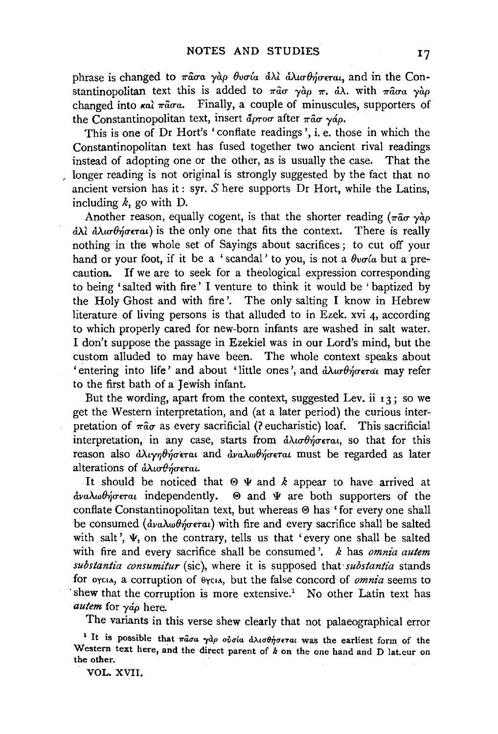phrase is changed to πᾶσα γὰρ θυσία ἁλὶ ἁλισθήσεται, and in the Constantinopolitan text this is added to πᾶσ γὰρ π. ἁλ. with πᾶσα γὰρ changed into καὶ πᾶσα. Finally, a couple of minuscules, supporters of the Constantinopolitan text, insert ἄρτοσ after πᾶσ γάρ.

This is one of Dr Hort's 'conflate readings', i. e. those in which the Constantinopolitan text has fused together two ancient rival readings instead of adopting one or the other, as is usually the case. That the longer reading is not original is strongly suggested by the fact that no ancient version has it: syr. *S* here supports Dr Hort, while the Latins, including *k*, go with D.

Another reason, equally cogent, is that the shorter reading (πᾶσ γὰρ ἁλὶ ἁλισθήσεται) is the only one that fits the context. There is really nothing in the whole set of Sayings about sacrifices; to cut off your hand or your foot, if it be a 'scandal' to you, is not a θυσία but a precaution. If we are to seek for a theological expression corresponding to being 'salted with fire' I venture to think it would be 'baptized by the Holy Ghost and with fire'. The only salting I know in Hebrew literature of living persons is that alluded to in Ezek. xvi 4, according to which properly cared for new-born infants are washed in salt water. I don't suppose the passage in Ezekiel was in our Lord's mind, but the custom alluded to may have been. The whole context speaks about 'entering into life' and about 'little ones', and ἁλισθήσεται may refer to the first bath of a Jewish infant.

But the wording, apart from the context, suggested Lev. ii 13; so we get the Western interpretation, and (at a later period) the curious interpretation of πᾶσ as every sacrificial (? eucharistic) loaf. This sacrificial interpretation, in any case, starts from ἁλισθήσεται, so that for this reason also ἀλιγηθήσεται and ἀναλωθήσεται must be regarded as later alterations of ἁλισθήσεται.

It should be noticed that Θ Ψ and *k* appear to have arrived at ἀναλωθήσεται independently. Θ and Ψ are both supporters of the conflate Constantinopolitan text, but whereas Θ has 'for every one shall be consumed (ἀναλωθήσεται) with fire and every sacrifice shall be salted with salt', Ψ, on the contrary, tells us that 'every one shall be salted with fire and every sacrifice shall be consumed'. *k* has *omnia autem substantia consumitur* (sic), where it is supposed that *substantia* stands for ΟΥCΙΑ, a corruption of ΘΥCΙΑ, but the false concord of *omnia* seems to shew that the corruption is more extensive.[1] No other Latin text has *autem* for γάρ here.

The variants in this verse shew clearly that not palaeographical error

[1] It is possible that πᾶσα γὰρ οὐσία ἁλισθήσεται was the earliest form of the Western text here, and the direct parent of *k* on the one hand and D lat.eur on the other.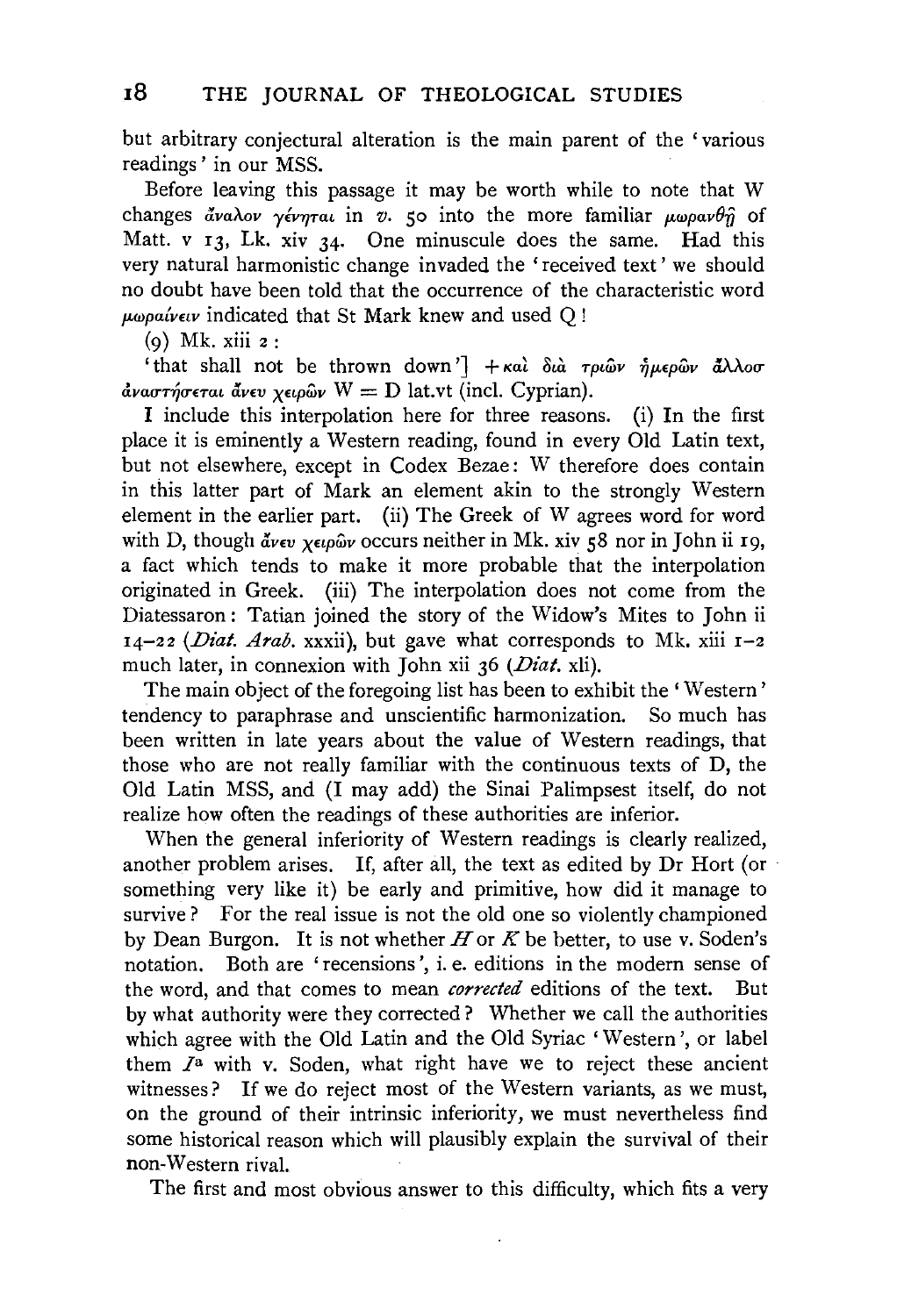but arbitrary conjectural alteration is the main parent of the 'various readings' in our MSS.

Before leaving this passage it may be worth while to note that W changes ἄναλον γένηται in *v.* 50 into the more familiar μωρανθῇ of Matt. v 13, Lk. xiv 34. One minuscule does the same. Had this very natural harmonistic change invaded the 'received text' we should no doubt have been told that the occurrence of the characteristic word μωραίνειν indicated that St Mark knew and used Q!

(9) Mk. xiii 2:

'that shall not be thrown down'] + καὶ διὰ τριῶν ἡμερῶν ἄλλοσ ἀναστήσεται ἄνευ χειρῶν W = D lat.vt (incl. Cyprian).

I include this interpolation here for three reasons. (i) In the first place it is eminently a Western reading, found in every Old Latin text, but not elsewhere, except in Codex Bezae: W therefore does contain in this latter part of Mark an element akin to the strongly Western element in the earlier part. (ii) The Greek of W agrees word for word with D, though ἄνευ χειρῶν occurs neither in Mk. xiv 58 nor in John ii 19, a fact which tends to make it more probable that the interpolation originated in Greek. (iii) The interpolation does not come from the Diatessaron: Tatian joined the story of the Widow's Mites to John ii 14–22 (*Diat. Arab.* xxxii), but gave what corresponds to Mk. xiii 1–2 much later, in connexion with John xii 36 (*Diat.* xli).

The main object of the foregoing list has been to exhibit the 'Western' tendency to paraphrase and unscientific harmonization. So much has been written in late years about the value of Western readings, that those who are not really familiar with the continuous texts of D, the Old Latin MSS, and (I may add) the Sinai Palimpsest itself, do not realize how often the readings of these authorities are inferior.

When the general inferiority of Western readings is clearly realized, another problem arises. If, after all, the text as edited by Dr Hort (or something very like it) be early and primitive, how did it manage to survive? For the real issue is not the old one so violently championed by Dean Burgon. It is not whether *H* or *K* be better, to use v. Soden's notation. Both are 'recensions', i.e. editions in the modern sense of the word, and that comes to mean *corrected* editions of the text. But by what authority were they corrected? Whether we call the authorities which agree with the Old Latin and the Old Syriac 'Western', or label them $I^a$ with v. Soden, what right have we to reject these ancient witnesses? If we do reject most of the Western variants, as we must, on the ground of their intrinsic inferiority, we must nevertheless find some historical reason which will plausibly explain the survival of their non-Western rival.

The first and most obvious answer to this difficulty, which fits a very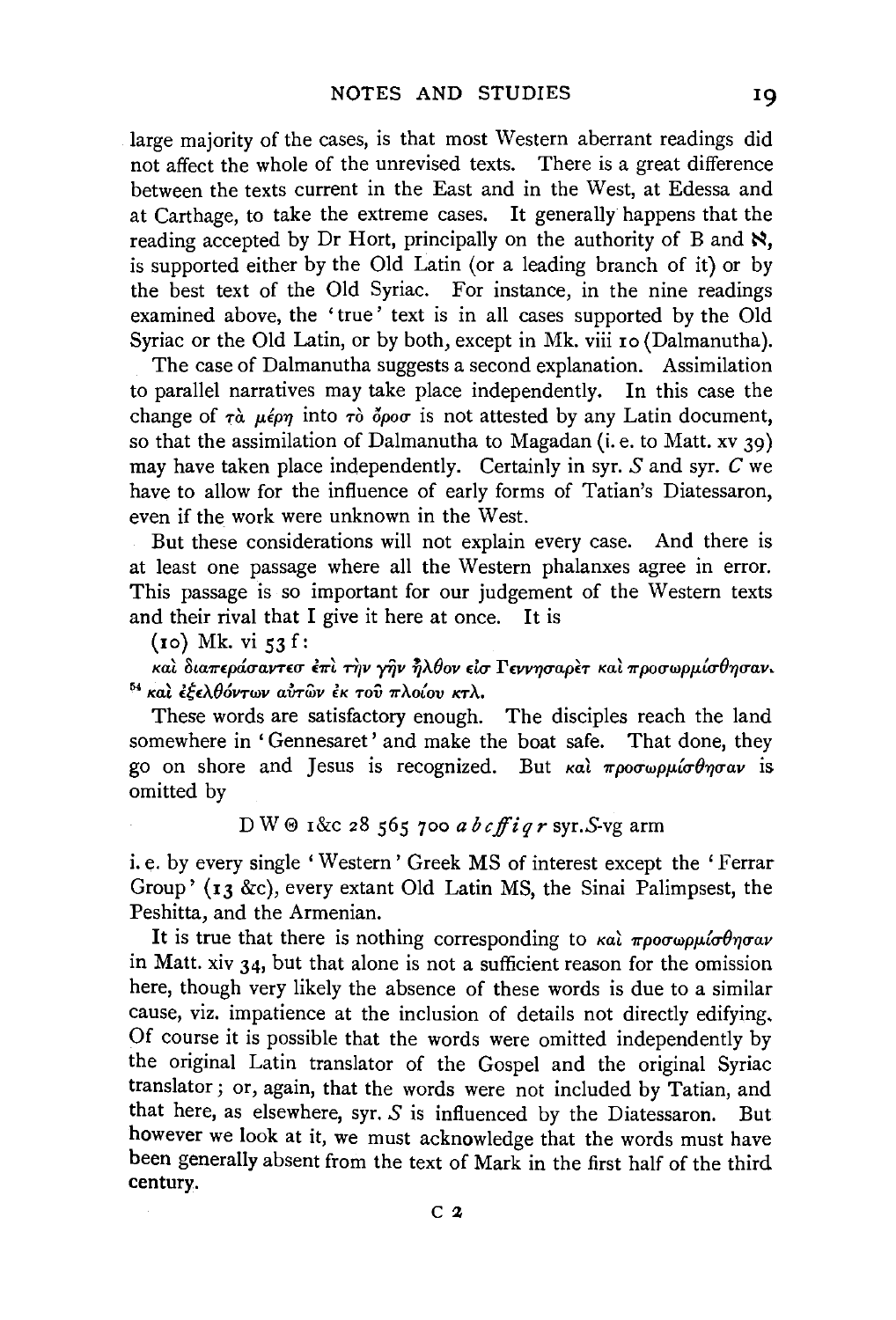large majority of the cases, is that most Western aberrant readings did not affect the whole of the unrevised texts. There is a great difference between the texts current in the East and in the West, at Edessa and at Carthage, to take the extreme cases. It generally happens that the reading accepted by Dr Hort, principally on the authority of B and ℵ, is supported either by the Old Latin (or a leading branch of it) or by the best text of the Old Syriac. For instance, in the nine readings examined above, the 'true' text is in all cases supported by the Old Syriac or the Old Latin, or by both, except in Mk. viii 10 (Dalmanutha).

The case of Dalmanutha suggests a second explanation. Assimilation to parallel narratives may take place independently. In this case the change of τὰ μέρη into τὸ ὄροσ is not attested by any Latin document, so that the assimilation of Dalmanutha to Magadan (i. e. to Matt. xv 39) may have taken place independently. Certainly in syr. *S* and syr. *C* we have to allow for the influence of early forms of Tatian's Diatessaron, even if the work were unknown in the West.

But these considerations will not explain every case. And there is at least one passage where all the Western phalanxes agree in error. This passage is so important for our judgement of the Western texts and their rival that I give it here at once. It is

(10) Mk. vi 53 f:

*καὶ διαπεράσαντεσ ἐπὶ τὴν γῆν ἦλθον εἰσ Γεννησαρὲτ καὶ προσωρμίσθησαν.* [54] *καὶ ἐξελθόντων αὐτῶν ἐκ τοῦ πλοίου κτλ.*

These words are satisfactory enough. The disciples reach the land somewhere in 'Gennesaret' and make the boat safe. That done, they go on shore and Jesus is recognized. But *καὶ προσωρμίσθησαν* is omitted by

D W Θ 1&c 28 565 700 *a b c ff i q r* syr.*S*-vg arm

i. e. by every single 'Western' Greek MS of interest except the 'Ferrar Group' (13 &c), every extant Old Latin MS, the Sinai Palimpsest, the Peshitta, and the Armenian.

It is true that there is nothing corresponding to *καὶ προσωρμίσθησαν* in Matt. xiv 34, but that alone is not a sufficient reason for the omission here, though very likely the absence of these words is due to a similar cause, viz. impatience at the inclusion of details not directly edifying. Of course it is possible that the words were omitted independently by the original Latin translator of the Gospel and the original Syriac translator; or, again, that the words were not included by Tatian, and that here, as elsewhere, syr. *S* is influenced by the Diatessaron. But however we look at it, we must acknowledge that the words must have been generally absent from the text of Mark in the first half of the third century.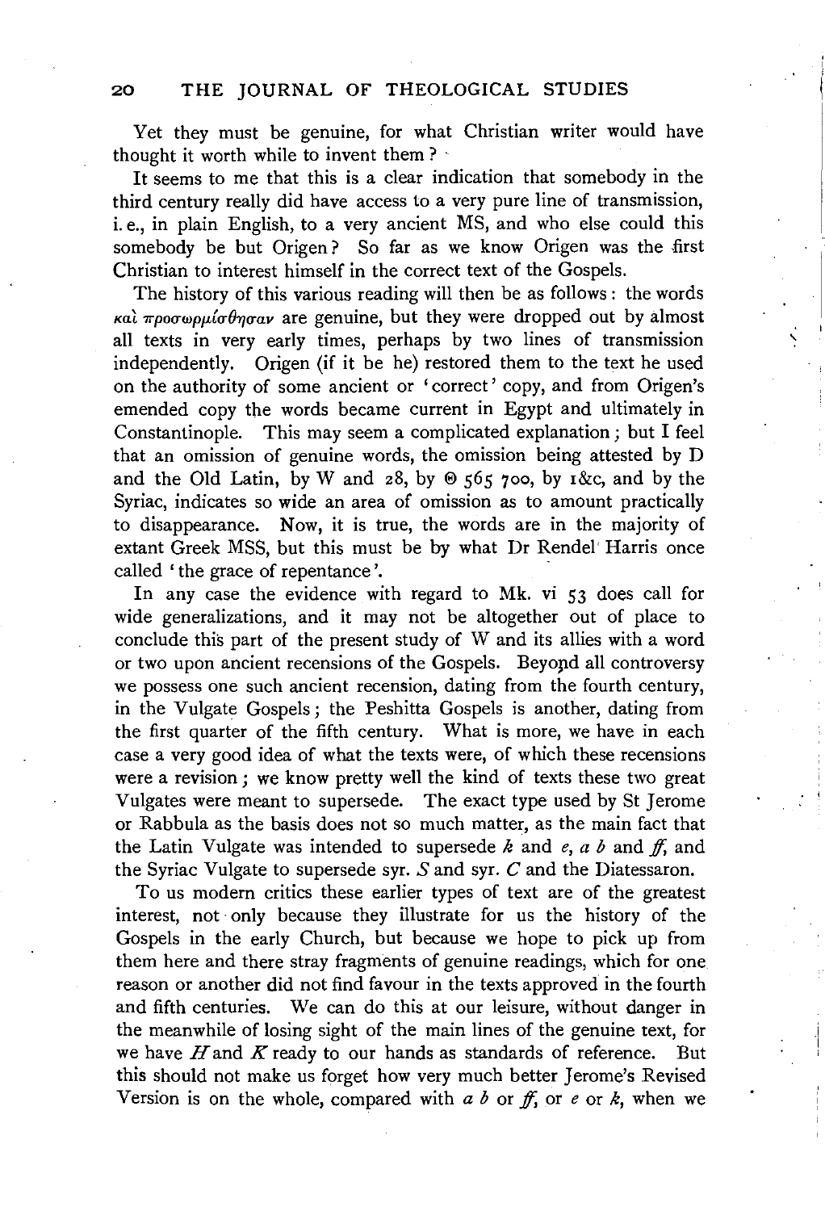Yet they must be genuine, for what Christian writer would have thought it worth while to invent them?

It seems to me that this is a clear indication that somebody in the third century really did have access to a very pure line of transmission, i. e., in plain English, to a very ancient MS, and who else could this somebody be but Origen? So far as we know Origen was the first Christian to interest himself in the correct text of the Gospels.

The history of this various reading will then be as follows: the words καὶ προσωρμίσθησαν are genuine, but they were dropped out by almost all texts in very early times, perhaps by two lines of transmission independently. Origen (if it be he) restored them to the text he used on the authority of some ancient or 'correct' copy, and from Origen's emended copy the words became current in Egypt and ultimately in Constantinople. This may seem a complicated explanation; but I feel that an omission of genuine words, the omission being attested by D and the Old Latin, by W and 28, by Θ 565 700, by 1&c, and by the Syriac, indicates so wide an area of omission as to amount practically to disappearance. Now, it is true, the words are in the majority of extant Greek MSS, but this must be by what Dr Rendel Harris once called 'the grace of repentance'.

In any case the evidence with regard to Mk. vi 53 does call for wide generalizations, and it may not be altogether out of place to conclude this part of the present study of W and its allies with a word or two upon ancient recensions of the Gospels. Beyond all controversy we possess one such ancient recension, dating from the fourth century, in the Vulgate Gospels; the Peshitta Gospels is another, dating from the first quarter of the fifth century. What is more, we have in each case a very good idea of what the texts were, of which these recensions were a revision; we know pretty well the kind of texts these two great Vulgates were meant to supersede. The exact type used by St Jerome or Rabbula as the basis does not so much matter, as the main fact that the Latin Vulgate was intended to supersede *k* and *e*, *a b* and *ff*, and the Syriac Vulgate to supersede syr. *S* and syr. *C* and the Diatessaron.

To us modern critics these earlier types of text are of the greatest interest, not only because they illustrate for us the history of the Gospels in the early Church, but because we hope to pick up from them here and there stray fragments of genuine readings, which for one reason or another did not find favour in the texts approved in the fourth and fifth centuries. We can do this at our leisure, without danger in the meanwhile of losing sight of the main lines of the genuine text, for we have *H* and *K* ready to our hands as standards of reference. But this should not make us forget how very much better Jerome's Revised Version is on the whole, compared with *a b* or *ff*, or *e* or *k*, when we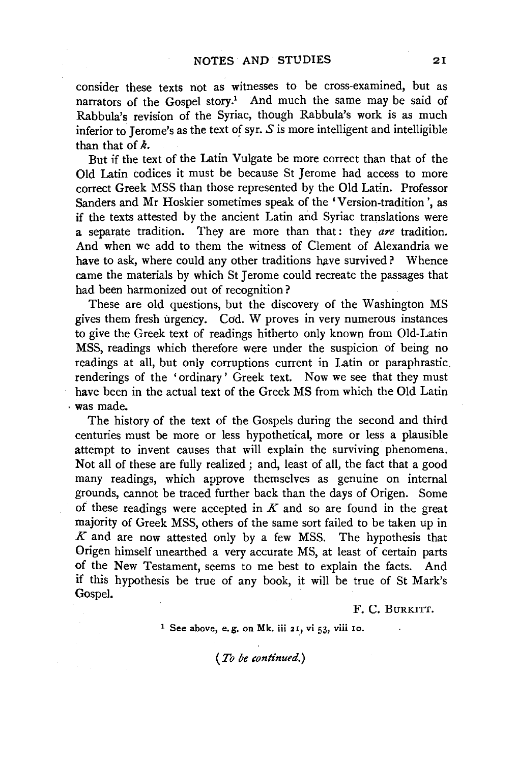consider these texts not as witnesses to be cross-examined, but as narrators of the Gospel story.[1] And much the same may be said of Rabbula's revision of the Syriac, though Rabbula's work is as much inferior to Jerome's as the text of syr. *S* is more intelligent and intelligible than that of *k*.

But if the text of the Latin Vulgate be more correct than that of the Old Latin codices it must be because St Jerome had access to more correct Greek MSS than those represented by the Old Latin. Professor Sanders and Mr Hoskier sometimes speak of the 'Version-tradition', as if the texts attested by the ancient Latin and Syriac translations were a separate tradition. They are more than that: they *are* tradition. And when we add to them the witness of Clement of Alexandria we have to ask, where could any other traditions have survived? Whence came the materials by which St Jerome could recreate the passages that had been harmonized out of recognition?

These are old questions, but the discovery of the Washington MS gives them fresh urgency. Cod. W proves in very numerous instances to give the Greek text of readings hitherto only known from Old-Latin MSS, readings which therefore were under the suspicion of being no readings at all, but only corruptions current in Latin or paraphrastic renderings of the 'ordinary' Greek text. Now we see that they must have been in the actual text of the Greek MS from which the Old Latin was made.

The history of the text of the Gospels during the second and third centuries must be more or less hypothetical, more or less a plausible attempt to invent causes that will explain the surviving phenomena. Not all of these are fully realized; and, least of all, the fact that a good many readings, which approve themselves as genuine on internal grounds, cannot be traced further back than the days of Origen. Some of these readings were accepted in *K* and so are found in the great majority of Greek MSS, others of the same sort failed to be taken up in *K* and are now attested only by a few MSS. The hypothesis that Origen himself unearthed a very accurate MS, at least of certain parts of the New Testament, seems to me best to explain the facts. And if this hypothesis be true of any book, it will be true of St Mark's Gospel.

F. C. BURKITT.

[1] See above, e.g. on Mk. iii 21, vi 53, viii 10.

(*To be continued.*)